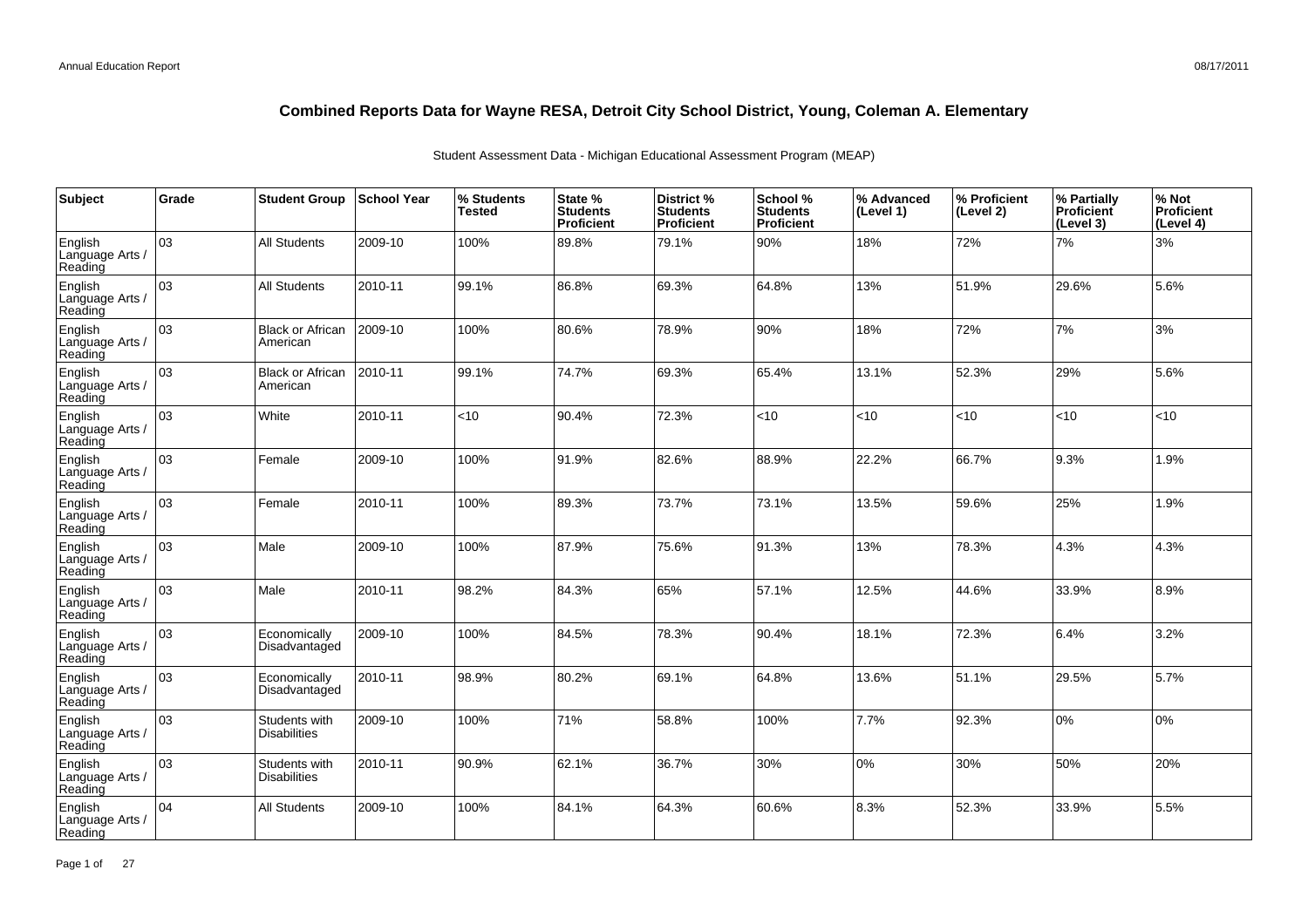# Combined Reports Data for Wayne RESA, Detroit City School District, Young, Coleman A. Elementary

Student Assessment Data - Michigan Educational Assessment Program (MEAP)

| Subject | Grade | Student Group | School Year | % Students Tested | State % Students Proficient | District % Students Proficient | School % Students Proficient | % Advanced (Level 1) | % Proficient (Level 2) | % Partially Proficient (Level 3) | % Not Proficient (Level 4) |
|---|---|---|---|---|---|---|---|---|---|---|---|
| English Language Arts / Reading | 03 | All Students | 2009-10 | 100% | 89.8% | 79.1% | 90% | 18% | 72% | 7% | 3% |
| English Language Arts / Reading | 03 | All Students | 2010-11 | 99.1% | 86.8% | 69.3% | 64.8% | 13% | 51.9% | 29.6% | 5.6% |
| English Language Arts / Reading | 03 | Black or African American | 2009-10 | 100% | 80.6% | 78.9% | 90% | 18% | 72% | 7% | 3% |
| English Language Arts / Reading | 03 | Black or African American | 2010-11 | 99.1% | 74.7% | 69.3% | 65.4% | 13.1% | 52.3% | 29% | 5.6% |
| English Language Arts / Reading | 03 | White | 2010-11 | <10 | 90.4% | 72.3% | <10 | <10 | <10 | <10 | <10 |
| English Language Arts / Reading | 03 | Female | 2009-10 | 100% | 91.9% | 82.6% | 88.9% | 22.2% | 66.7% | 9.3% | 1.9% |
| English Language Arts / Reading | 03 | Female | 2010-11 | 100% | 89.3% | 73.7% | 73.1% | 13.5% | 59.6% | 25% | 1.9% |
| English Language Arts / Reading | 03 | Male | 2009-10 | 100% | 87.9% | 75.6% | 91.3% | 13% | 78.3% | 4.3% | 4.3% |
| English Language Arts / Reading | 03 | Male | 2010-11 | 98.2% | 84.3% | 65% | 57.1% | 12.5% | 44.6% | 33.9% | 8.9% |
| English Language Arts / Reading | 03 | Economically Disadvantaged | 2009-10 | 100% | 84.5% | 78.3% | 90.4% | 18.1% | 72.3% | 6.4% | 3.2% |
| English Language Arts / Reading | 03 | Economically Disadvantaged | 2010-11 | 98.9% | 80.2% | 69.1% | 64.8% | 13.6% | 51.1% | 29.5% | 5.7% |
| English Language Arts / Reading | 03 | Students with Disabilities | 2009-10 | 100% | 71% | 58.8% | 100% | 7.7% | 92.3% | 0% | 0% |
| English Language Arts / Reading | 03 | Students with Disabilities | 2010-11 | 90.9% | 62.1% | 36.7% | 30% | 0% | 30% | 50% | 20% |
| English Language Arts / Reading | 04 | All Students | 2009-10 | 100% | 84.1% | 64.3% | 60.6% | 8.3% | 52.3% | 33.9% | 5.5% |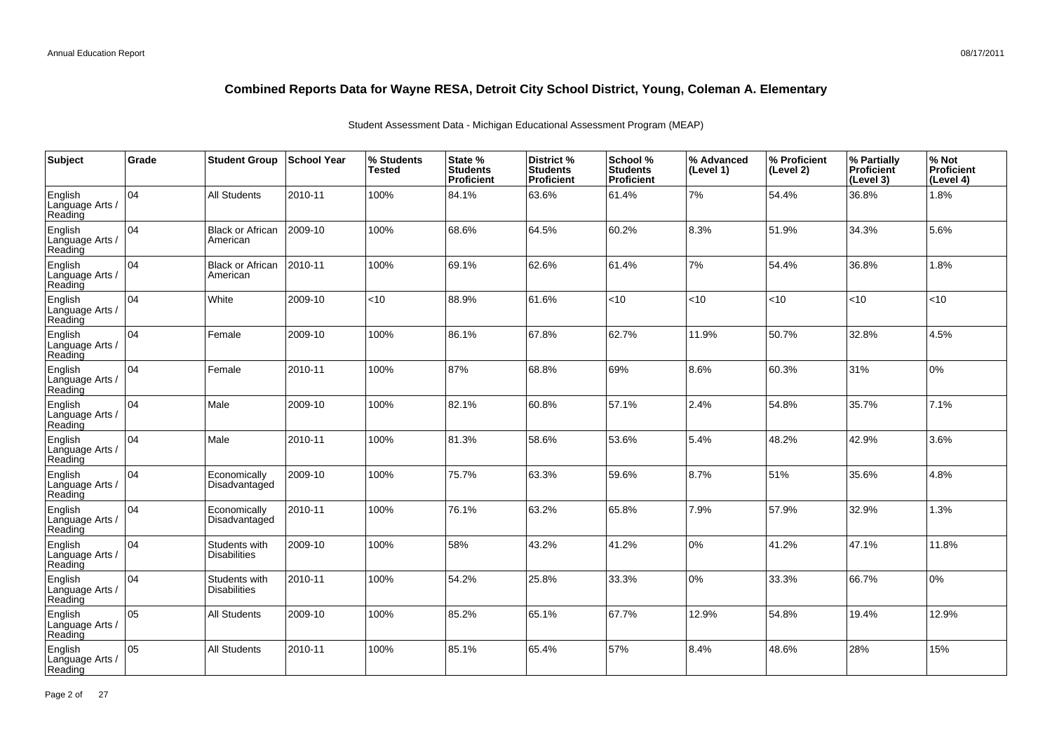## Combined Reports Data for Wayne RESA, Detroit City School District, Young, Coleman A. Elementary

Student Assessment Data - Michigan Educational Assessment Program (MEAP)

| Subject | Grade | Student Group | School Year | % Students Tested | State % Students Proficient | District % Students Proficient | School % Students Proficient | % Advanced (Level 1) | % Proficient (Level 2) | % Partially Proficient (Level 3) | % Not Proficient (Level 4) |
|---|---|---|---|---|---|---|---|---|---|---|---|
| English Language Arts / Reading | 04 | All Students | 2010-11 | 100% | 84.1% | 63.6% | 61.4% | 7% | 54.4% | 36.8% | 1.8% |
| English Language Arts / Reading | 04 | Black or African American | 2009-10 | 100% | 68.6% | 64.5% | 60.2% | 8.3% | 51.9% | 34.3% | 5.6% |
| English Language Arts / Reading | 04 | Black or African American | 2010-11 | 100% | 69.1% | 62.6% | 61.4% | 7% | 54.4% | 36.8% | 1.8% |
| English Language Arts / Reading | 04 | White | 2009-10 | <10 | 88.9% | 61.6% | <10 | <10 | <10 | <10 | <10 |
| English Language Arts / Reading | 04 | Female | 2009-10 | 100% | 86.1% | 67.8% | 62.7% | 11.9% | 50.7% | 32.8% | 4.5% |
| English Language Arts / Reading | 04 | Female | 2010-11 | 100% | 87% | 68.8% | 69% | 8.6% | 60.3% | 31% | 0% |
| English Language Arts / Reading | 04 | Male | 2009-10 | 100% | 82.1% | 60.8% | 57.1% | 2.4% | 54.8% | 35.7% | 7.1% |
| English Language Arts / Reading | 04 | Male | 2010-11 | 100% | 81.3% | 58.6% | 53.6% | 5.4% | 48.2% | 42.9% | 3.6% |
| English Language Arts / Reading | 04 | Economically Disadvantaged | 2009-10 | 100% | 75.7% | 63.3% | 59.6% | 8.7% | 51% | 35.6% | 4.8% |
| English Language Arts / Reading | 04 | Economically Disadvantaged | 2010-11 | 100% | 76.1% | 63.2% | 65.8% | 7.9% | 57.9% | 32.9% | 1.3% |
| English Language Arts / Reading | 04 | Students with Disabilities | 2009-10 | 100% | 58% | 43.2% | 41.2% | 0% | 41.2% | 47.1% | 11.8% |
| English Language Arts / Reading | 04 | Students with Disabilities | 2010-11 | 100% | 54.2% | 25.8% | 33.3% | 0% | 33.3% | 66.7% | 0% |
| English Language Arts / Reading | 05 | All Students | 2009-10 | 100% | 85.2% | 65.1% | 67.7% | 12.9% | 54.8% | 19.4% | 12.9% |
| English Language Arts / Reading | 05 | All Students | 2010-11 | 100% | 85.1% | 65.4% | 57% | 8.4% | 48.6% | 28% | 15% |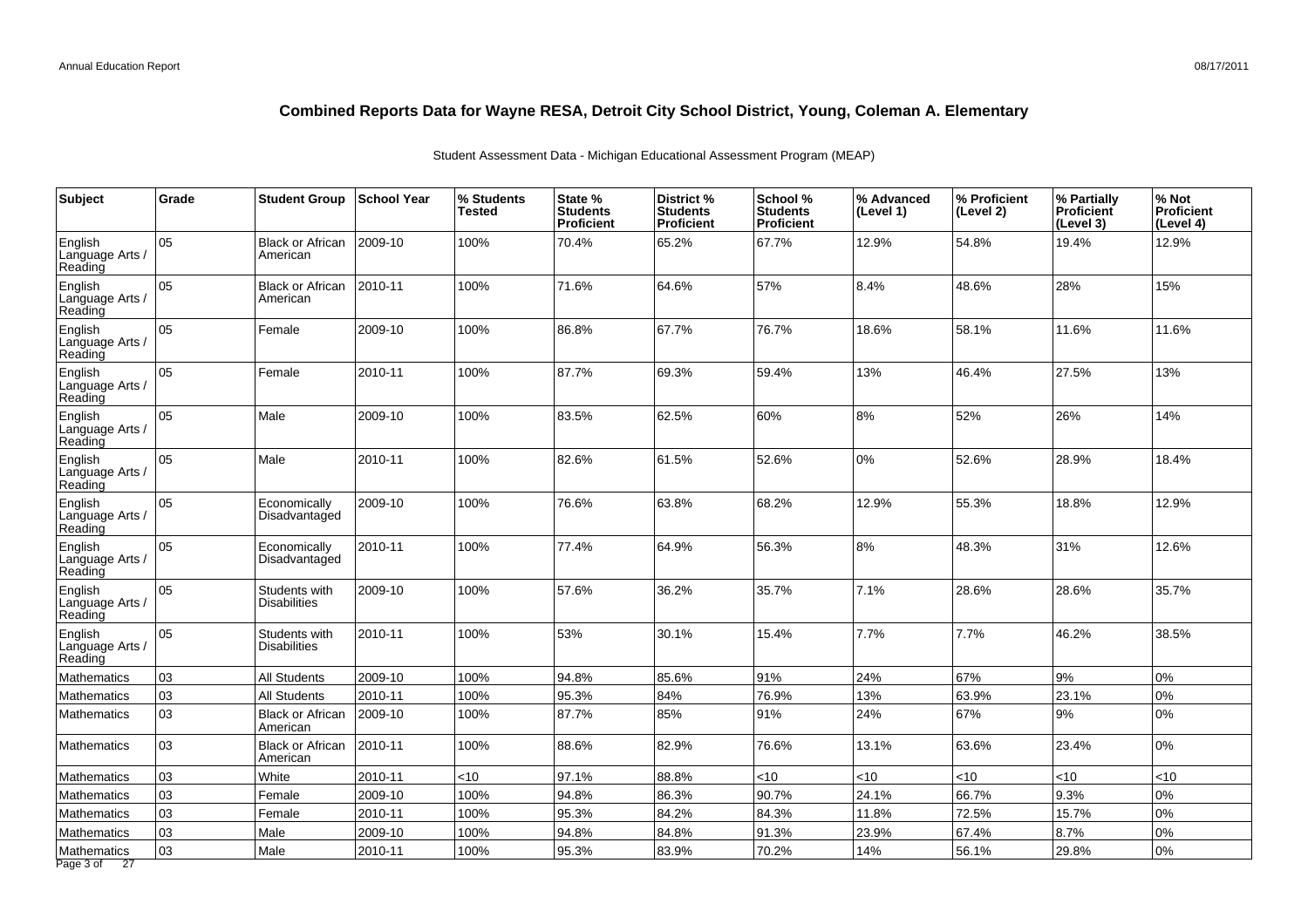## Combined Reports Data for Wayne RESA, Detroit City School District, Young, Coleman A. Elementary

Student Assessment Data - Michigan Educational Assessment Program (MEAP)

| Subject | Grade | Student Group | School Year | % Students Tested | State % Students Proficient | District % Students Proficient | School % Students Proficient | % Advanced (Level 1) | % Proficient (Level 2) | % Partially Proficient (Level 3) | % Not Proficient (Level 4) |
|---|---|---|---|---|---|---|---|---|---|---|---|
| English Language Arts / Reading | 05 | Black or African American | 2009-10 | 100% | 70.4% | 65.2% | 67.7% | 12.9% | 54.8% | 19.4% | 12.9% |
| English Language Arts / Reading | 05 | Black or African American | 2010-11 | 100% | 71.6% | 64.6% | 57% | 8.4% | 48.6% | 28% | 15% |
| English Language Arts / Reading | 05 | Female | 2009-10 | 100% | 86.8% | 67.7% | 76.7% | 18.6% | 58.1% | 11.6% | 11.6% |
| English Language Arts / Reading | 05 | Female | 2010-11 | 100% | 87.7% | 69.3% | 59.4% | 13% | 46.4% | 27.5% | 13% |
| English Language Arts / Reading | 05 | Male | 2009-10 | 100% | 83.5% | 62.5% | 60% | 8% | 52% | 26% | 14% |
| English Language Arts / Reading | 05 | Male | 2010-11 | 100% | 82.6% | 61.5% | 52.6% | 0% | 52.6% | 28.9% | 18.4% |
| English Language Arts / Reading | 05 | Economically Disadvantaged | 2009-10 | 100% | 76.6% | 63.8% | 68.2% | 12.9% | 55.3% | 18.8% | 12.9% |
| English Language Arts / Reading | 05 | Economically Disadvantaged | 2010-11 | 100% | 77.4% | 64.9% | 56.3% | 8% | 48.3% | 31% | 12.6% |
| English Language Arts / Reading | 05 | Students with Disabilities | 2009-10 | 100% | 57.6% | 36.2% | 35.7% | 7.1% | 28.6% | 28.6% | 35.7% |
| English Language Arts / Reading | 05 | Students with Disabilities | 2010-11 | 100% | 53% | 30.1% | 15.4% | 7.7% | 7.7% | 46.2% | 38.5% |
| Mathematics | 03 | All Students | 2009-10 | 100% | 94.8% | 85.6% | 91% | 24% | 67% | 9% | 0% |
| Mathematics | 03 | All Students | 2010-11 | 100% | 95.3% | 84% | 76.9% | 13% | 63.9% | 23.1% | 0% |
| Mathematics | 03 | Black or African American | 2009-10 | 100% | 87.7% | 85% | 91% | 24% | 67% | 9% | 0% |
| Mathematics | 03 | Black or African American | 2010-11 | 100% | 88.6% | 82.9% | 76.6% | 13.1% | 63.6% | 23.4% | 0% |
| Mathematics | 03 | White | 2010-11 | <10 | 97.1% | 88.8% | <10 | <10 | <10 | <10 | <10 |
| Mathematics | 03 | Female | 2009-10 | 100% | 94.8% | 86.3% | 90.7% | 24.1% | 66.7% | 9.3% | 0% |
| Mathematics | 03 | Female | 2010-11 | 100% | 95.3% | 84.2% | 84.3% | 11.8% | 72.5% | 15.7% | 0% |
| Mathematics | 03 | Male | 2009-10 | 100% | 94.8% | 84.8% | 91.3% | 23.9% | 67.4% | 8.7% | 0% |
| Mathematics | 03 | Male | 2010-11 | 100% | 95.3% | 83.9% | 70.2% | 14% | 56.1% | 29.8% | 0% |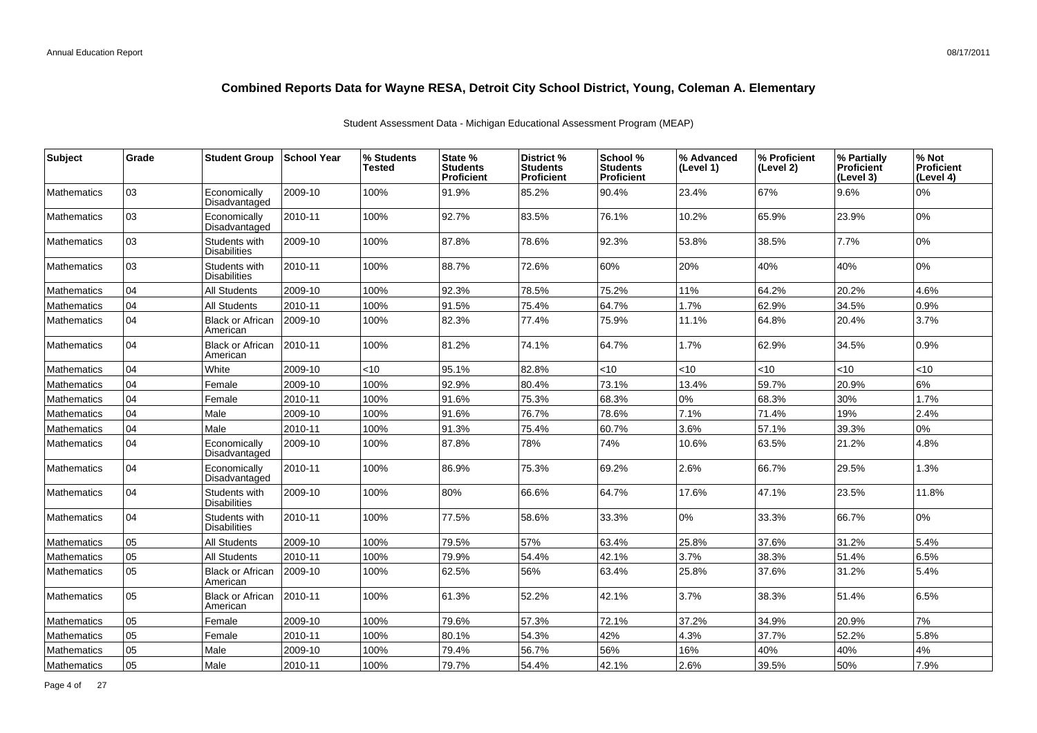# Combined Reports Data for Wayne RESA, Detroit City School District, Young, Coleman A. Elementary

Student Assessment Data - Michigan Educational Assessment Program (MEAP)

| Subject | Grade | Student Group | School Year | % Students Tested | State % Students Proficient | District % Students Proficient | School % Students Proficient | % Advanced (Level 1) | % Proficient (Level 2) | % Partially Proficient (Level 3) | % Not Proficient (Level 4) |
|---|---|---|---|---|---|---|---|---|---|---|---|
| Mathematics | 03 | Economically Disadvantaged | 2009-10 | 100% | 91.9% | 85.2% | 90.4% | 23.4% | 67% | 9.6% | 0% |
| Mathematics | 03 | Economically Disadvantaged | 2010-11 | 100% | 92.7% | 83.5% | 76.1% | 10.2% | 65.9% | 23.9% | 0% |
| Mathematics | 03 | Students with Disabilities | 2009-10 | 100% | 87.8% | 78.6% | 92.3% | 53.8% | 38.5% | 7.7% | 0% |
| Mathematics | 03 | Students with Disabilities | 2010-11 | 100% | 88.7% | 72.6% | 60% | 20% | 40% | 40% | 0% |
| Mathematics | 04 | All Students | 2009-10 | 100% | 92.3% | 78.5% | 75.2% | 11% | 64.2% | 20.2% | 4.6% |
| Mathematics | 04 | All Students | 2010-11 | 100% | 91.5% | 75.4% | 64.7% | 1.7% | 62.9% | 34.5% | 0.9% |
| Mathematics | 04 | Black or African American | 2009-10 | 100% | 82.3% | 77.4% | 75.9% | 11.1% | 64.8% | 20.4% | 3.7% |
| Mathematics | 04 | Black or African American | 2010-11 | 100% | 81.2% | 74.1% | 64.7% | 1.7% | 62.9% | 34.5% | 0.9% |
| Mathematics | 04 | White | 2009-10 | <10 | 95.1% | 82.8% | <10 | <10 | <10 | <10 | <10 |
| Mathematics | 04 | Female | 2009-10 | 100% | 92.9% | 80.4% | 73.1% | 13.4% | 59.7% | 20.9% | 6% |
| Mathematics | 04 | Female | 2010-11 | 100% | 91.6% | 75.3% | 68.3% | 0% | 68.3% | 30% | 1.7% |
| Mathematics | 04 | Male | 2009-10 | 100% | 91.6% | 76.7% | 78.6% | 7.1% | 71.4% | 19% | 2.4% |
| Mathematics | 04 | Male | 2010-11 | 100% | 91.3% | 75.4% | 60.7% | 3.6% | 57.1% | 39.3% | 0% |
| Mathematics | 04 | Economically Disadvantaged | 2009-10 | 100% | 87.8% | 78% | 74% | 10.6% | 63.5% | 21.2% | 4.8% |
| Mathematics | 04 | Economically Disadvantaged | 2010-11 | 100% | 86.9% | 75.3% | 69.2% | 2.6% | 66.7% | 29.5% | 1.3% |
| Mathematics | 04 | Students with Disabilities | 2009-10 | 100% | 80% | 66.6% | 64.7% | 17.6% | 47.1% | 23.5% | 11.8% |
| Mathematics | 04 | Students with Disabilities | 2010-11 | 100% | 77.5% | 58.6% | 33.3% | 0% | 33.3% | 66.7% | 0% |
| Mathematics | 05 | All Students | 2009-10 | 100% | 79.5% | 57% | 63.4% | 25.8% | 37.6% | 31.2% | 5.4% |
| Mathematics | 05 | All Students | 2010-11 | 100% | 79.9% | 54.4% | 42.1% | 3.7% | 38.3% | 51.4% | 6.5% |
| Mathematics | 05 | Black or African American | 2009-10 | 100% | 62.5% | 56% | 63.4% | 25.8% | 37.6% | 31.2% | 5.4% |
| Mathematics | 05 | Black or African American | 2010-11 | 100% | 61.3% | 52.2% | 42.1% | 3.7% | 38.3% | 51.4% | 6.5% |
| Mathematics | 05 | Female | 2009-10 | 100% | 79.6% | 57.3% | 72.1% | 37.2% | 34.9% | 20.9% | 7% |
| Mathematics | 05 | Female | 2010-11 | 100% | 80.1% | 54.3% | 42% | 4.3% | 37.7% | 52.2% | 5.8% |
| Mathematics | 05 | Male | 2009-10 | 100% | 79.4% | 56.7% | 56% | 16% | 40% | 40% | 4% |
| Mathematics | 05 | Male | 2010-11 | 100% | 79.7% | 54.4% | 42.1% | 2.6% | 39.5% | 50% | 7.9% |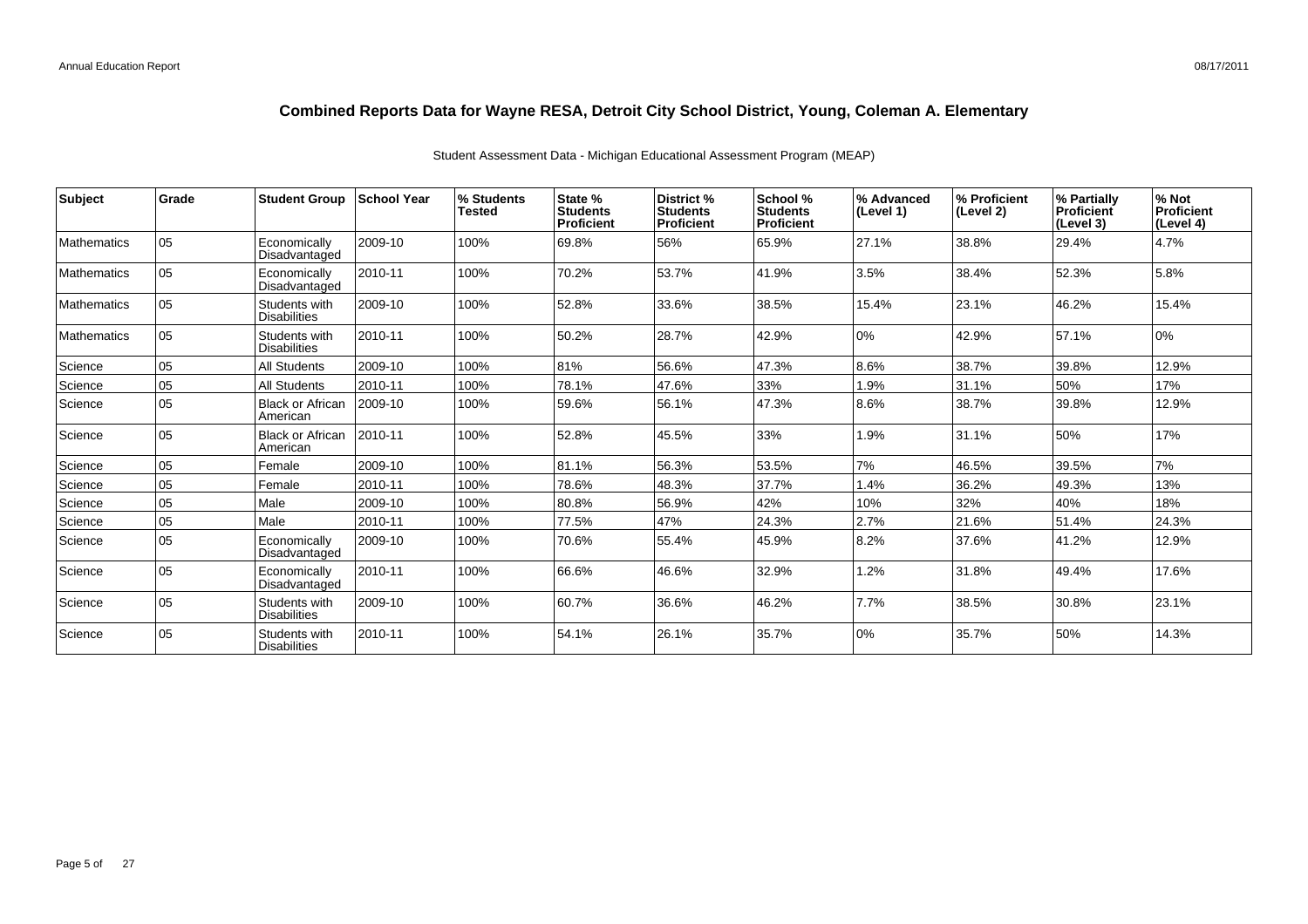# Combined Reports Data for Wayne RESA, Detroit City School District, Young, Coleman A. Elementary

Student Assessment Data - Michigan Educational Assessment Program (MEAP)

| Subject | Grade | Student Group | School Year | % Students Tested | State % Students Proficient | District % Students Proficient | School % Students Proficient | % Advanced (Level 1) | % Proficient (Level 2) | % Partially Proficient (Level 3) | % Not Proficient (Level 4) |
|---|---|---|---|---|---|---|---|---|---|---|---|
| Mathematics | 05 | Economically Disadvantaged | 2009-10 | 100% | 69.8% | 56% | 65.9% | 27.1% | 38.8% | 29.4% | 4.7% |
| Mathematics | 05 | Economically Disadvantaged | 2010-11 | 100% | 70.2% | 53.7% | 41.9% | 3.5% | 38.4% | 52.3% | 5.8% |
| Mathematics | 05 | Students with Disabilities | 2009-10 | 100% | 52.8% | 33.6% | 38.5% | 15.4% | 23.1% | 46.2% | 15.4% |
| Mathematics | 05 | Students with Disabilities | 2010-11 | 100% | 50.2% | 28.7% | 42.9% | 0% | 42.9% | 57.1% | 0% |
| Science | 05 | All Students | 2009-10 | 100% | 81% | 56.6% | 47.3% | 8.6% | 38.7% | 39.8% | 12.9% |
| Science | 05 | All Students | 2010-11 | 100% | 78.1% | 47.6% | 33% | 1.9% | 31.1% | 50% | 17% |
| Science | 05 | Black or African American | 2009-10 | 100% | 59.6% | 56.1% | 47.3% | 8.6% | 38.7% | 39.8% | 12.9% |
| Science | 05 | Black or African American | 2010-11 | 100% | 52.8% | 45.5% | 33% | 1.9% | 31.1% | 50% | 17% |
| Science | 05 | Female | 2009-10 | 100% | 81.1% | 56.3% | 53.5% | 7% | 46.5% | 39.5% | 7% |
| Science | 05 | Female | 2010-11 | 100% | 78.6% | 48.3% | 37.7% | 1.4% | 36.2% | 49.3% | 13% |
| Science | 05 | Male | 2009-10 | 100% | 80.8% | 56.9% | 42% | 10% | 32% | 40% | 18% |
| Science | 05 | Male | 2010-11 | 100% | 77.5% | 47% | 24.3% | 2.7% | 21.6% | 51.4% | 24.3% |
| Science | 05 | Economically Disadvantaged | 2009-10 | 100% | 70.6% | 55.4% | 45.9% | 8.2% | 37.6% | 41.2% | 12.9% |
| Science | 05 | Economically Disadvantaged | 2010-11 | 100% | 66.6% | 46.6% | 32.9% | 1.2% | 31.8% | 49.4% | 17.6% |
| Science | 05 | Students with Disabilities | 2009-10 | 100% | 60.7% | 36.6% | 46.2% | 7.7% | 38.5% | 30.8% | 23.1% |
| Science | 05 | Students with Disabilities | 2010-11 | 100% | 54.1% | 26.1% | 35.7% | 0% | 35.7% | 50% | 14.3% |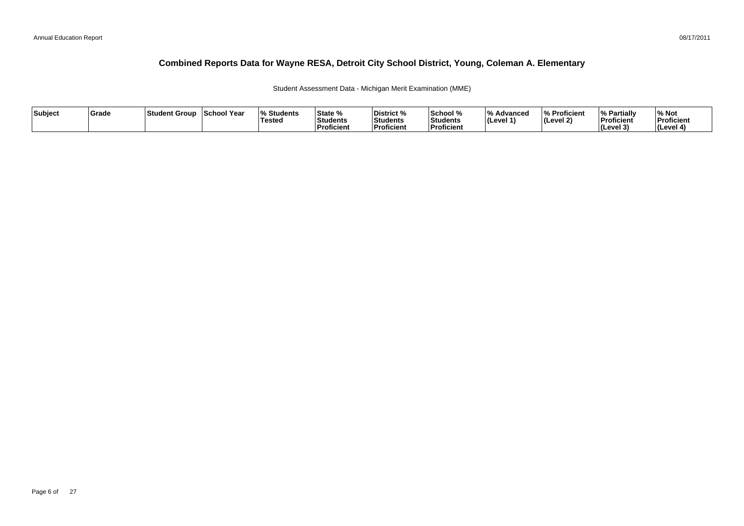# Combined Reports Data for Wayne RESA, Detroit City School District, Young, Coleman A. Elementary

Student Assessment Data - Michigan Merit Examination (MME)

| Subject | Grade | Student Group | School Year | % Students Tested | State % Students Proficient | District % Students Proficient | School % Students Proficient | % Advanced (Level 1) | % Proficient (Level 2) | % Partially Proficient (Level 3) | % Not Proficient (Level 4) |
|---|---|---|---|---|---|---|---|---|---|---|---|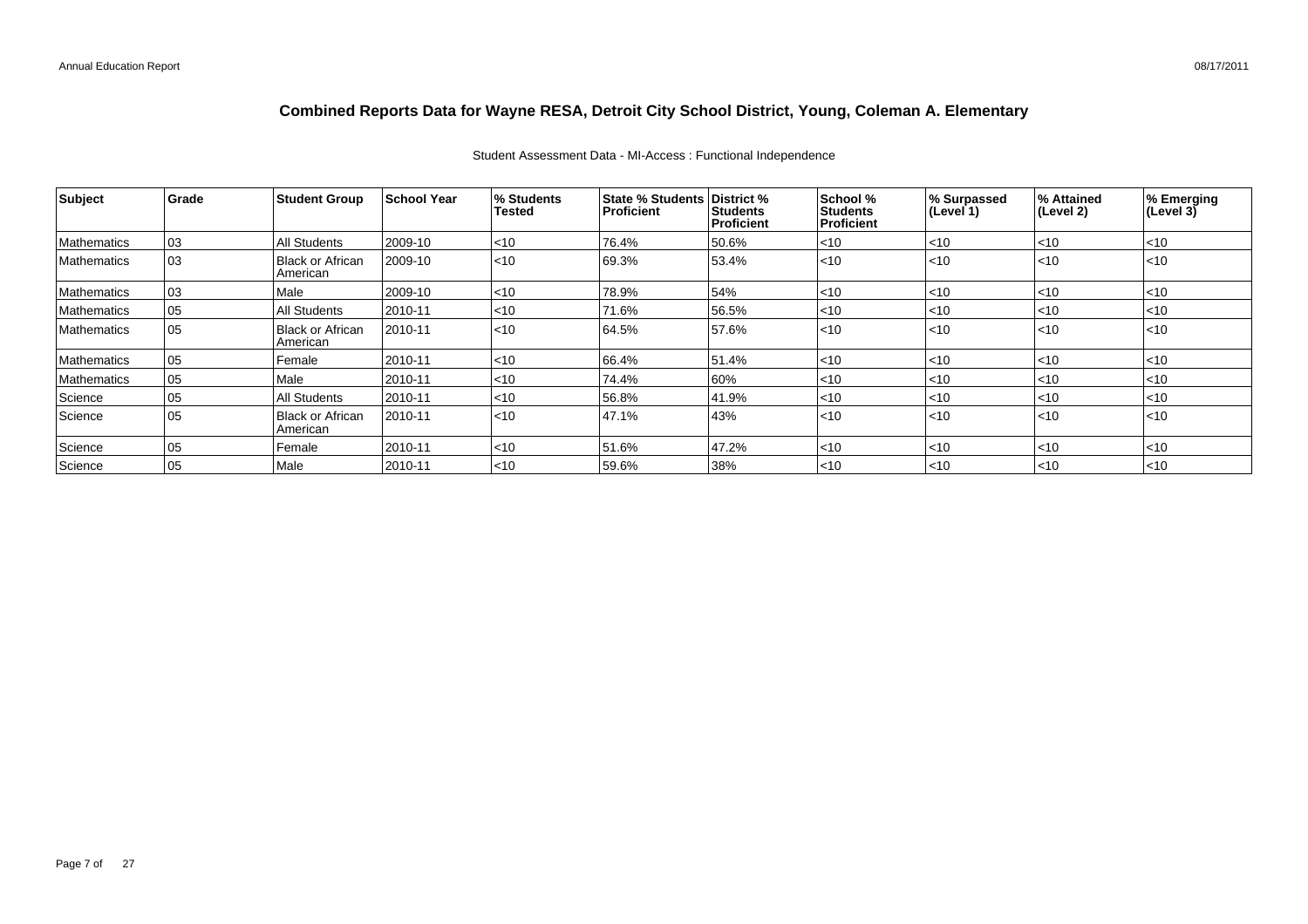# Combined Reports Data for Wayne RESA, Detroit City School District, Young, Coleman A. Elementary

Student Assessment Data - MI-Access : Functional Independence

| Subject | Grade | Student Group | School Year | % Students Tested | State % Students Proficient | District % Students Proficient | School % Students Proficient | % Surpassed (Level 1) | % Attained (Level 2) | % Emerging (Level 3) |
|---|---|---|---|---|---|---|---|---|---|---|
| Mathematics | 03 | All Students | 2009-10 | <10 | 76.4% | 50.6% | <10 | <10 | <10 | <10 |
| Mathematics | 03 | Black or African American | 2009-10 | <10 | 69.3% | 53.4% | <10 | <10 | <10 | <10 |
| Mathematics | 03 | Male | 2009-10 | <10 | 78.9% | 54% | <10 | <10 | <10 | <10 |
| Mathematics | 05 | All Students | 2010-11 | <10 | 71.6% | 56.5% | <10 | <10 | <10 | <10 |
| Mathematics | 05 | Black or African American | 2010-11 | <10 | 64.5% | 57.6% | <10 | <10 | <10 | <10 |
| Mathematics | 05 | Female | 2010-11 | <10 | 66.4% | 51.4% | <10 | <10 | <10 | <10 |
| Mathematics | 05 | Male | 2010-11 | <10 | 74.4% | 60% | <10 | <10 | <10 | <10 |
| Science | 05 | All Students | 2010-11 | <10 | 56.8% | 41.9% | <10 | <10 | <10 | <10 |
| Science | 05 | Black or African American | 2010-11 | <10 | 47.1% | 43% | <10 | <10 | <10 | <10 |
| Science | 05 | Female | 2010-11 | <10 | 51.6% | 47.2% | <10 | <10 | <10 | <10 |
| Science | 05 | Male | 2010-11 | <10 | 59.6% | 38% | <10 | <10 | <10 | <10 |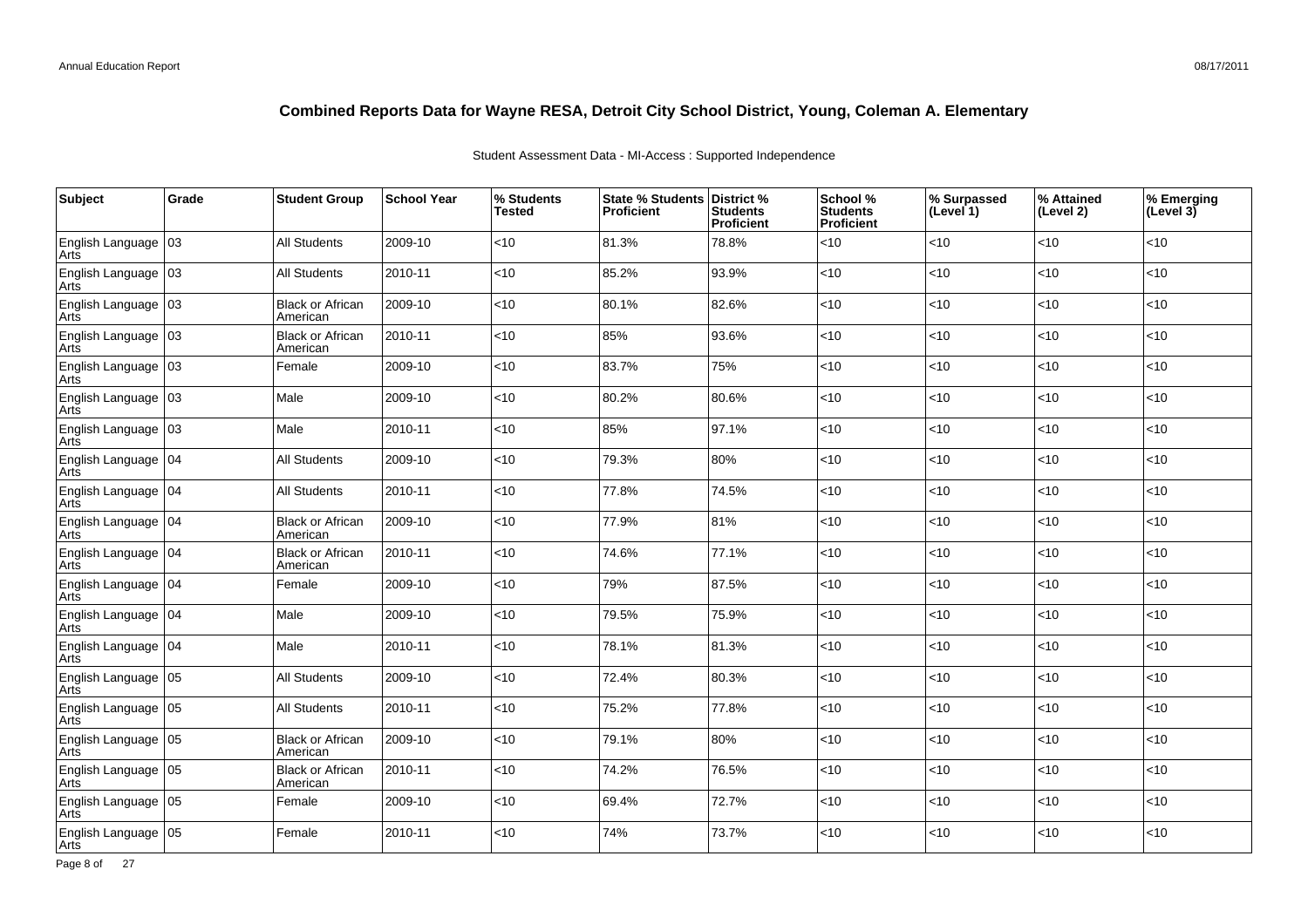# Combined Reports Data for Wayne RESA, Detroit City School District, Young, Coleman A. Elementary

Student Assessment Data - MI-Access : Supported Independence

| Subject | Grade | Student Group | School Year | % Students Tested | State % Students Proficient | District % Students Proficient | School % Students Proficient | % Surpassed (Level 1) | % Attained (Level 2) | % Emerging (Level 3) |
|---|---|---|---|---|---|---|---|---|---|---|
| English Language Arts | 03 | All Students | 2009-10 | <10 | 81.3% | 78.8% | <10 | <10 | <10 | <10 |
| English Language Arts | 03 | All Students | 2010-11 | <10 | 85.2% | 93.9% | <10 | <10 | <10 | <10 |
| English Language Arts | 03 | Black or African American | 2009-10 | <10 | 80.1% | 82.6% | <10 | <10 | <10 | <10 |
| English Language Arts | 03 | Black or African American | 2010-11 | <10 | 85% | 93.6% | <10 | <10 | <10 | <10 |
| English Language Arts | 03 | Female | 2009-10 | <10 | 83.7% | 75% | <10 | <10 | <10 | <10 |
| English Language Arts | 03 | Male | 2009-10 | <10 | 80.2% | 80.6% | <10 | <10 | <10 | <10 |
| English Language Arts | 03 | Male | 2010-11 | <10 | 85% | 97.1% | <10 | <10 | <10 | <10 |
| English Language Arts | 04 | All Students | 2009-10 | <10 | 79.3% | 80% | <10 | <10 | <10 | <10 |
| English Language Arts | 04 | All Students | 2010-11 | <10 | 77.8% | 74.5% | <10 | <10 | <10 | <10 |
| English Language Arts | 04 | Black or African American | 2009-10 | <10 | 77.9% | 81% | <10 | <10 | <10 | <10 |
| English Language Arts | 04 | Black or African American | 2010-11 | <10 | 74.6% | 77.1% | <10 | <10 | <10 | <10 |
| English Language Arts | 04 | Female | 2009-10 | <10 | 79% | 87.5% | <10 | <10 | <10 | <10 |
| English Language Arts | 04 | Male | 2009-10 | <10 | 79.5% | 75.9% | <10 | <10 | <10 | <10 |
| English Language Arts | 04 | Male | 2010-11 | <10 | 78.1% | 81.3% | <10 | <10 | <10 | <10 |
| English Language Arts | 05 | All Students | 2009-10 | <10 | 72.4% | 80.3% | <10 | <10 | <10 | <10 |
| English Language Arts | 05 | All Students | 2010-11 | <10 | 75.2% | 77.8% | <10 | <10 | <10 | <10 |
| English Language Arts | 05 | Black or African American | 2009-10 | <10 | 79.1% | 80% | <10 | <10 | <10 | <10 |
| English Language Arts | 05 | Black or African American | 2010-11 | <10 | 74.2% | 76.5% | <10 | <10 | <10 | <10 |
| English Language Arts | 05 | Female | 2009-10 | <10 | 69.4% | 72.7% | <10 | <10 | <10 | <10 |
| English Language Arts | 05 | Female | 2010-11 | <10 | 74% | 73.7% | <10 | <10 | <10 | <10 |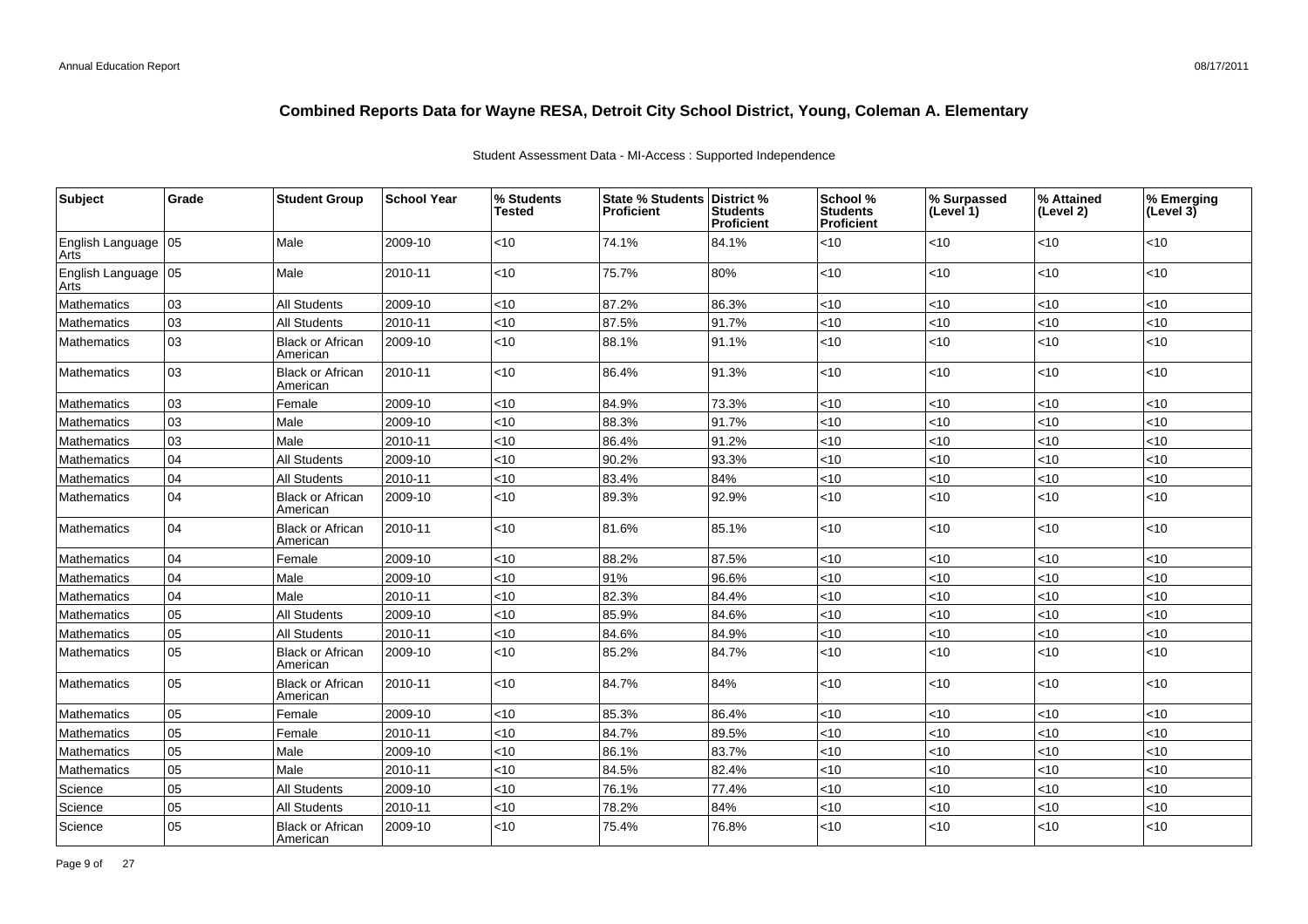# Combined Reports Data for Wayne RESA, Detroit City School District, Young, Coleman A. Elementary

Student Assessment Data - MI-Access : Supported Independence

| Subject | Grade | Student Group | School Year | % Students Tested | State % Students Proficient | District % Students Proficient | School % Students Proficient | % Surpassed (Level 1) | % Attained (Level 2) | % Emerging (Level 3) |
|---|---|---|---|---|---|---|---|---|---|---|
| English Language Arts | 05 | Male | 2009-10 | <10 | 74.1% | 84.1% | <10 | <10 | <10 | <10 |
| English Language Arts | 05 | Male | 2010-11 | <10 | 75.7% | 80% | <10 | <10 | <10 | <10 |
| Mathematics | 03 | All Students | 2009-10 | <10 | 87.2% | 86.3% | <10 | <10 | <10 | <10 |
| Mathematics | 03 | All Students | 2010-11 | <10 | 87.5% | 91.7% | <10 | <10 | <10 | <10 |
| Mathematics | 03 | Black or African American | 2009-10 | <10 | 88.1% | 91.1% | <10 | <10 | <10 | <10 |
| Mathematics | 03 | Black or African American | 2010-11 | <10 | 86.4% | 91.3% | <10 | <10 | <10 | <10 |
| Mathematics | 03 | Female | 2009-10 | <10 | 84.9% | 73.3% | <10 | <10 | <10 | <10 |
| Mathematics | 03 | Male | 2009-10 | <10 | 88.3% | 91.7% | <10 | <10 | <10 | <10 |
| Mathematics | 03 | Male | 2010-11 | <10 | 86.4% | 91.2% | <10 | <10 | <10 | <10 |
| Mathematics | 04 | All Students | 2009-10 | <10 | 90.2% | 93.3% | <10 | <10 | <10 | <10 |
| Mathematics | 04 | All Students | 2010-11 | <10 | 83.4% | 84% | <10 | <10 | <10 | <10 |
| Mathematics | 04 | Black or African American | 2009-10 | <10 | 89.3% | 92.9% | <10 | <10 | <10 | <10 |
| Mathematics | 04 | Black or African American | 2010-11 | <10 | 81.6% | 85.1% | <10 | <10 | <10 | <10 |
| Mathematics | 04 | Female | 2009-10 | <10 | 88.2% | 87.5% | <10 | <10 | <10 | <10 |
| Mathematics | 04 | Male | 2009-10 | <10 | 91% | 96.6% | <10 | <10 | <10 | <10 |
| Mathematics | 04 | Male | 2010-11 | <10 | 82.3% | 84.4% | <10 | <10 | <10 | <10 |
| Mathematics | 05 | All Students | 2009-10 | <10 | 85.9% | 84.6% | <10 | <10 | <10 | <10 |
| Mathematics | 05 | All Students | 2010-11 | <10 | 84.6% | 84.9% | <10 | <10 | <10 | <10 |
| Mathematics | 05 | Black or African American | 2009-10 | <10 | 85.2% | 84.7% | <10 | <10 | <10 | <10 |
| Mathematics | 05 | Black or African American | 2010-11 | <10 | 84.7% | 84% | <10 | <10 | <10 | <10 |
| Mathematics | 05 | Female | 2009-10 | <10 | 85.3% | 86.4% | <10 | <10 | <10 | <10 |
| Mathematics | 05 | Female | 2010-11 | <10 | 84.7% | 89.5% | <10 | <10 | <10 | <10 |
| Mathematics | 05 | Male | 2009-10 | <10 | 86.1% | 83.7% | <10 | <10 | <10 | <10 |
| Mathematics | 05 | Male | 2010-11 | <10 | 84.5% | 82.4% | <10 | <10 | <10 | <10 |
| Science | 05 | All Students | 2009-10 | <10 | 76.1% | 77.4% | <10 | <10 | <10 | <10 |
| Science | 05 | All Students | 2010-11 | <10 | 78.2% | 84% | <10 | <10 | <10 | <10 |
| Science | 05 | Black or African American | 2009-10 | <10 | 75.4% | 76.8% | <10 | <10 | <10 | <10 |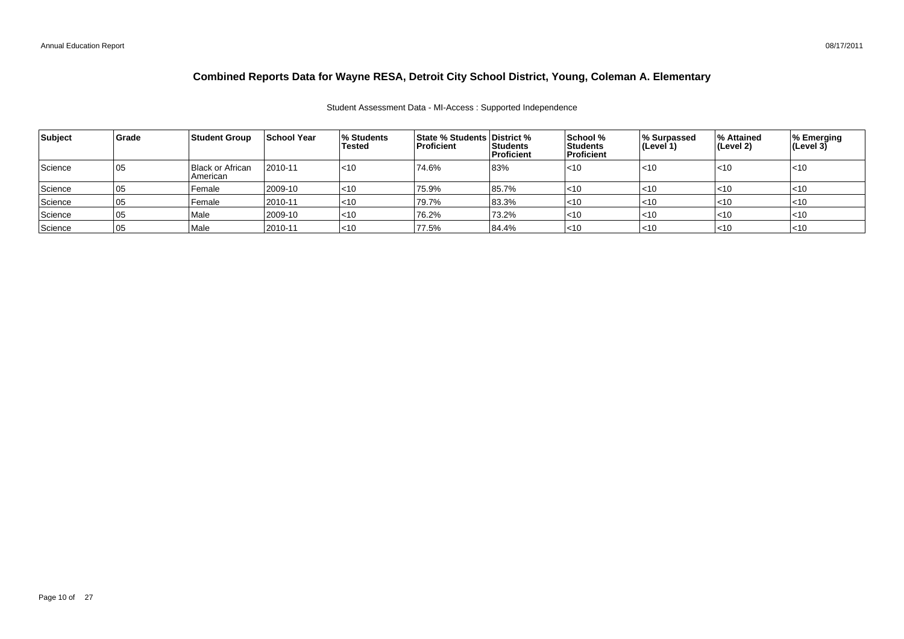# Combined Reports Data for Wayne RESA, Detroit City School District, Young, Coleman A. Elementary

Student Assessment Data - MI-Access : Supported Independence

| Subject | Grade | Student Group | School Year | % Students Tested | State % Students Proficient | District % Students Proficient | School % Students Proficient | % Surpassed (Level 1) | % Attained (Level 2) | % Emerging (Level 3) |
|---|---|---|---|---|---|---|---|---|---|---|
| Science | 05 | Black or African American | 2010-11 | <10 | 74.6% | 83% | <10 | <10 | <10 | <10 |
| Science | 05 | Female | 2009-10 | <10 | 75.9% | 85.7% | <10 | <10 | <10 | <10 |
| Science | 05 | Female | 2010-11 | <10 | 79.7% | 83.3% | <10 | <10 | <10 | <10 |
| Science | 05 | Male | 2009-10 | <10 | 76.2% | 73.2% | <10 | <10 | <10 | <10 |
| Science | 05 | Male | 2010-11 | <10 | 77.5% | 84.4% | <10 | <10 | <10 | <10 |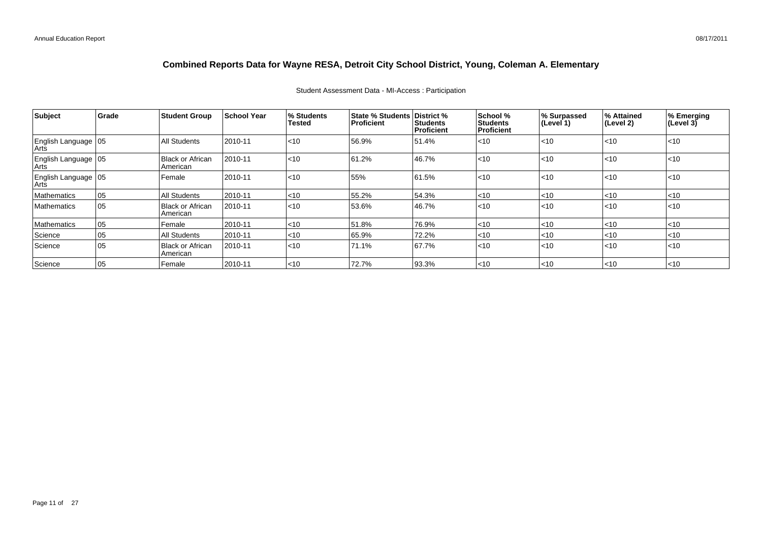# Combined Reports Data for Wayne RESA, Detroit City School District, Young, Coleman A. Elementary

Student Assessment Data - MI-Access : Participation

| Subject | Grade | Student Group | School Year | % Students Tested | State % Students Proficient | District % Students Proficient | School % Students Proficient | % Surpassed (Level 1) | % Attained (Level 2) | % Emerging (Level 3) |
|---|---|---|---|---|---|---|---|---|---|---|
| English Language Arts | 05 | All Students | 2010-11 | <10 | 56.9% | 51.4% | <10 | <10 | <10 | <10 |
| English Language Arts | 05 | Black or African American | 2010-11 | <10 | 61.2% | 46.7% | <10 | <10 | <10 | <10 |
| English Language Arts | 05 | Female | 2010-11 | <10 | 55% | 61.5% | <10 | <10 | <10 | <10 |
| Mathematics | 05 | All Students | 2010-11 | <10 | 55.2% | 54.3% | <10 | <10 | <10 | <10 |
| Mathematics | 05 | Black or African American | 2010-11 | <10 | 53.6% | 46.7% | <10 | <10 | <10 | <10 |
| Mathematics | 05 | Female | 2010-11 | <10 | 51.8% | 76.9% | <10 | <10 | <10 | <10 |
| Science | 05 | All Students | 2010-11 | <10 | 65.9% | 72.2% | <10 | <10 | <10 | <10 |
| Science | 05 | Black or African American | 2010-11 | <10 | 71.1% | 67.7% | <10 | <10 | <10 | <10 |
| Science | 05 | Female | 2010-11 | <10 | 72.7% | 93.3% | <10 | <10 | <10 | <10 |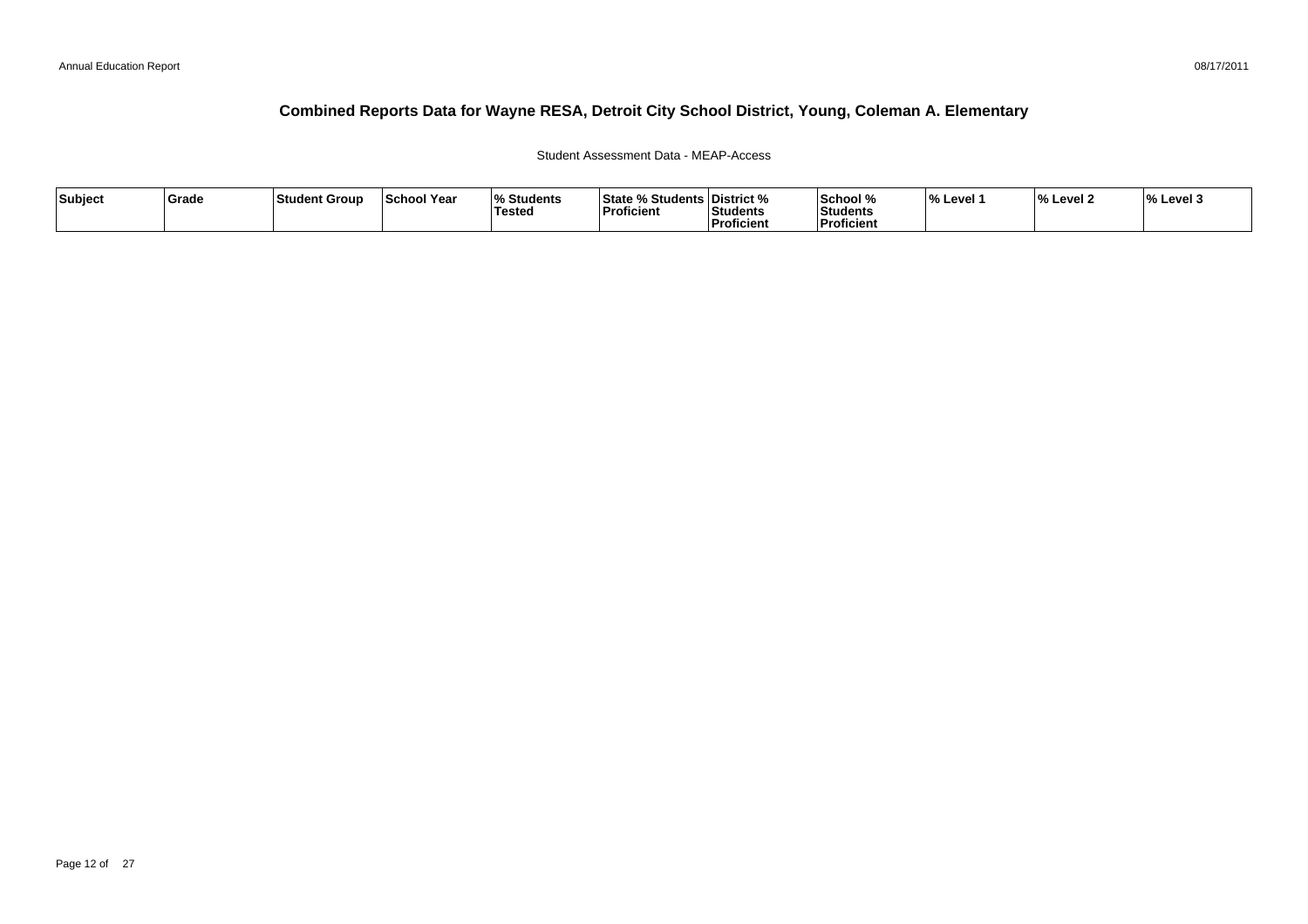# Combined Reports Data for Wayne RESA, Detroit City School District, Young, Coleman A. Elementary

Student Assessment Data - MEAP-Access

| Subject | Grade | Student Group | School Year | % Students Tested | State % Students Proficient | District % Students Proficient | School % Students Proficient | % Level 1 | % Level 2 | % Level 3 |
|---|---|---|---|---|---|---|---|---|---|---|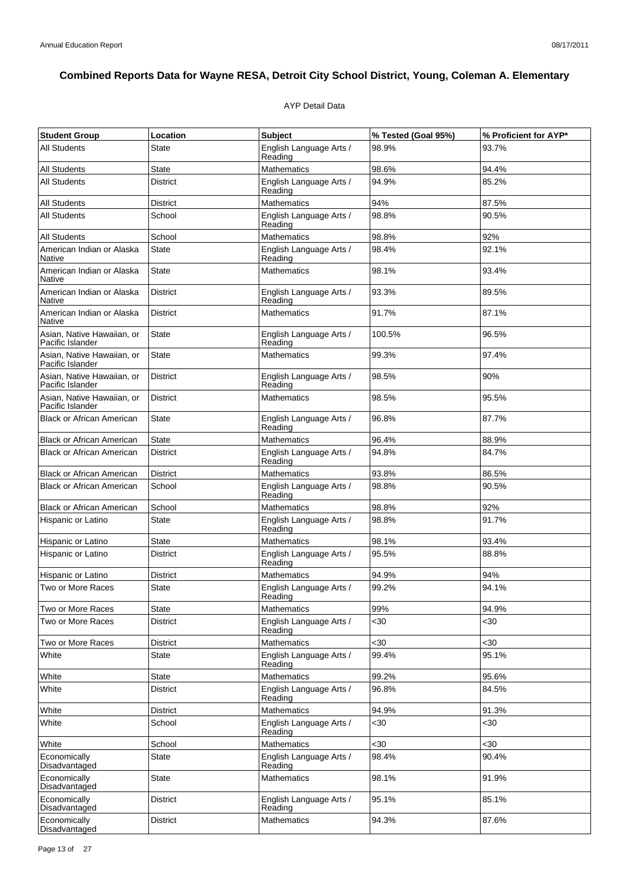# Combined Reports Data for Wayne RESA, Detroit City School District, Young, Coleman A. Elementary

AYP Detail Data

| Student Group | Location | Subject | % Tested (Goal 95%) | % Proficient for AYP* |
|---|---|---|---|---|
| All Students | State | English Language Arts / Reading | 98.9% | 93.7% |
| All Students | State | Mathematics | 98.6% | 94.4% |
| All Students | District | English Language Arts / Reading | 94.9% | 85.2% |
| All Students | District | Mathematics | 94% | 87.5% |
| All Students | School | English Language Arts / Reading | 98.8% | 90.5% |
| All Students | School | Mathematics | 98.8% | 92% |
| American Indian or Alaska Native | State | English Language Arts / Reading | 98.4% | 92.1% |
| American Indian or Alaska Native | State | Mathematics | 98.1% | 93.4% |
| American Indian or Alaska Native | District | English Language Arts / Reading | 93.3% | 89.5% |
| American Indian or Alaska Native | District | Mathematics | 91.7% | 87.1% |
| Asian, Native Hawaiian, or Pacific Islander | State | English Language Arts / Reading | 100.5% | 96.5% |
| Asian, Native Hawaiian, or Pacific Islander | State | Mathematics | 99.3% | 97.4% |
| Asian, Native Hawaiian, or Pacific Islander | District | English Language Arts / Reading | 98.5% | 90% |
| Asian, Native Hawaiian, or Pacific Islander | District | Mathematics | 98.5% | 95.5% |
| Black or African American | State | English Language Arts / Reading | 96.8% | 87.7% |
| Black or African American | State | Mathematics | 96.4% | 88.9% |
| Black or African American | District | English Language Arts / Reading | 94.8% | 84.7% |
| Black or African American | District | Mathematics | 93.8% | 86.5% |
| Black or African American | School | English Language Arts / Reading | 98.8% | 90.5% |
| Black or African American | School | Mathematics | 98.8% | 92% |
| Hispanic or Latino | State | English Language Arts / Reading | 98.8% | 91.7% |
| Hispanic or Latino | State | Mathematics | 98.1% | 93.4% |
| Hispanic or Latino | District | English Language Arts / Reading | 95.5% | 88.8% |
| Hispanic or Latino | District | Mathematics | 94.9% | 94% |
| Two or More Races | State | English Language Arts / Reading | 99.2% | 94.1% |
| Two or More Races | State | Mathematics | 99% | 94.9% |
| Two or More Races | District | English Language Arts / Reading | <30 | <30 |
| Two or More Races | District | Mathematics | <30 | <30 |
| White | State | English Language Arts / Reading | 99.4% | 95.1% |
| White | State | Mathematics | 99.2% | 95.6% |
| White | District | English Language Arts / Reading | 96.8% | 84.5% |
| White | District | Mathematics | 94.9% | 91.3% |
| White | School | English Language Arts / Reading | <30 | <30 |
| White | School | Mathematics | <30 | <30 |
| Economically Disadvantaged | State | English Language Arts / Reading | 98.4% | 90.4% |
| Economically Disadvantaged | State | Mathematics | 98.1% | 91.9% |
| Economically Disadvantaged | District | English Language Arts / Reading | 95.1% | 85.1% |
| Economically Disadvantaged | District | Mathematics | 94.3% | 87.6% |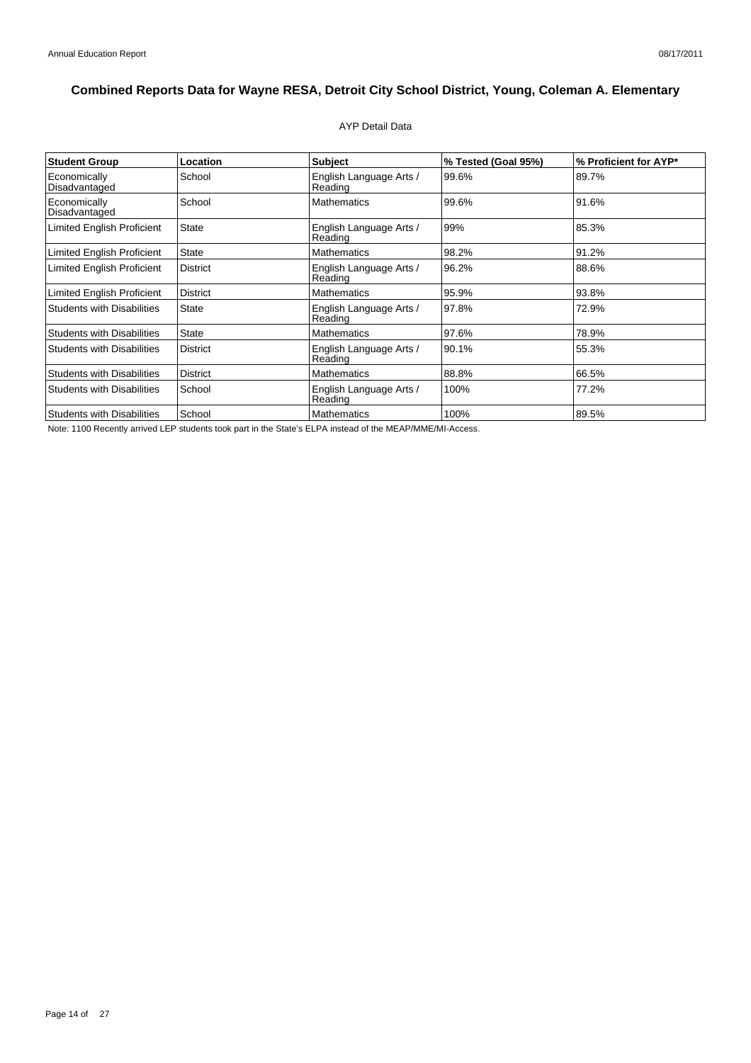# Combined Reports Data for Wayne RESA, Detroit City School District, Young, Coleman A. Elementary

AYP Detail Data

| Student Group | Location | Subject | % Tested (Goal 95%) | % Proficient for AYP* |
|---|---|---|---|---|
| Economically Disadvantaged | School | English Language Arts / Reading | 99.6% | 89.7% |
| Economically Disadvantaged | School | Mathematics | 99.6% | 91.6% |
| Limited English Proficient | State | English Language Arts / Reading | 99% | 85.3% |
| Limited English Proficient | State | Mathematics | 98.2% | 91.2% |
| Limited English Proficient | District | English Language Arts / Reading | 96.2% | 88.6% |
| Limited English Proficient | District | Mathematics | 95.9% | 93.8% |
| Students with Disabilities | State | English Language Arts / Reading | 97.8% | 72.9% |
| Students with Disabilities | State | Mathematics | 97.6% | 78.9% |
| Students with Disabilities | District | English Language Arts / Reading | 90.1% | 55.3% |
| Students with Disabilities | District | Mathematics | 88.8% | 66.5% |
| Students with Disabilities | School | English Language Arts / Reading | 100% | 77.2% |
| Students with Disabilities | School | Mathematics | 100% | 89.5% |

Note: 1100 Recently arrived LEP students took part in the State's ELPA instead of the MEAP/MME/MI-Access.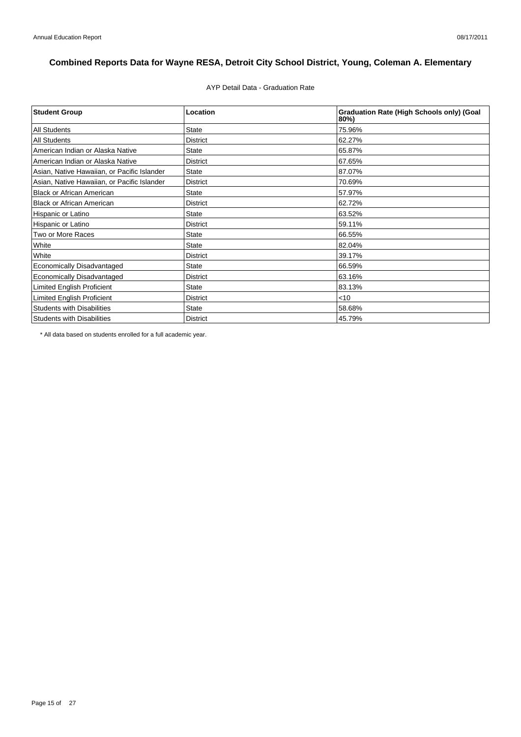# Combined Reports Data for Wayne RESA, Detroit City School District, Young, Coleman A. Elementary

AYP Detail Data - Graduation Rate

| Student Group | Location | Graduation Rate (High Schools only) (Goal 80%) |
|---|---|---|
| All Students | State | 75.96% |
| All Students | District | 62.27% |
| American Indian or Alaska Native | State | 65.87% |
| American Indian or Alaska Native | District | 67.65% |
| Asian, Native Hawaiian, or Pacific Islander | State | 87.07% |
| Asian, Native Hawaiian, or Pacific Islander | District | 70.69% |
| Black or African American | State | 57.97% |
| Black or African American | District | 62.72% |
| Hispanic or Latino | State | 63.52% |
| Hispanic or Latino | District | 59.11% |
| Two or More Races | State | 66.55% |
| White | State | 82.04% |
| White | District | 39.17% |
| Economically Disadvantaged | State | 66.59% |
| Economically Disadvantaged | District | 63.16% |
| Limited English Proficient | State | 83.13% |
| Limited English Proficient | District | <10 |
| Students with Disabilities | State | 58.68% |
| Students with Disabilities | District | 45.79% |

* All data based on students enrolled for a full academic year.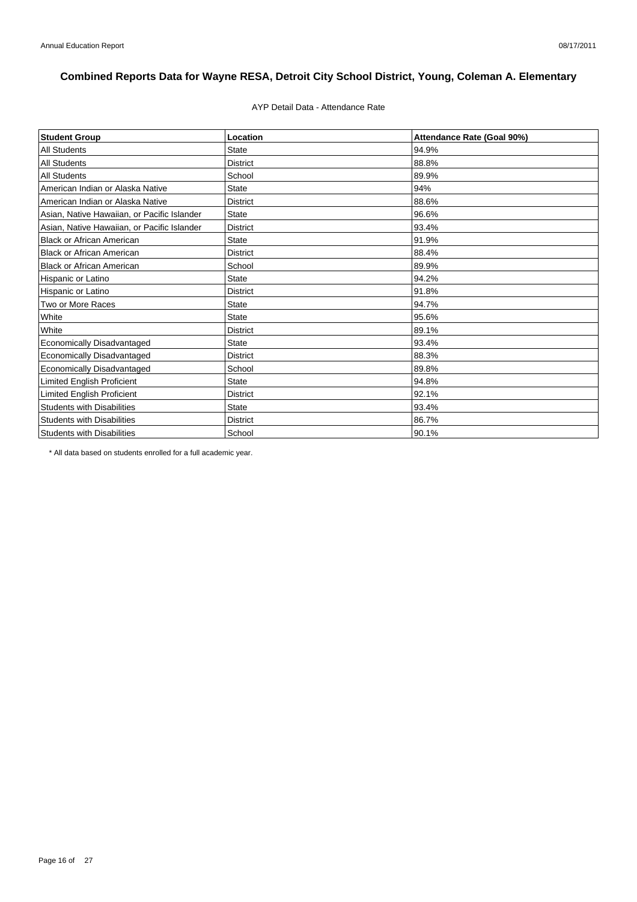# Combined Reports Data for Wayne RESA, Detroit City School District, Young, Coleman A. Elementary

AYP Detail Data - Attendance Rate

| Student Group | Location | Attendance Rate (Goal 90%) |
|---|---|---|
| All Students | State | 94.9% |
| All Students | District | 88.8% |
| All Students | School | 89.9% |
| American Indian or Alaska Native | State | 94% |
| American Indian or Alaska Native | District | 88.6% |
| Asian, Native Hawaiian, or Pacific Islander | State | 96.6% |
| Asian, Native Hawaiian, or Pacific Islander | District | 93.4% |
| Black or African American | State | 91.9% |
| Black or African American | District | 88.4% |
| Black or African American | School | 89.9% |
| Hispanic or Latino | State | 94.2% |
| Hispanic or Latino | District | 91.8% |
| Two or More Races | State | 94.7% |
| White | State | 95.6% |
| White | District | 89.1% |
| Economically Disadvantaged | State | 93.4% |
| Economically Disadvantaged | District | 88.3% |
| Economically Disadvantaged | School | 89.8% |
| Limited English Proficient | State | 94.8% |
| Limited English Proficient | District | 92.1% |
| Students with Disabilities | State | 93.4% |
| Students with Disabilities | District | 86.7% |
| Students with Disabilities | School | 90.1% |

\* All data based on students enrolled for a full academic year.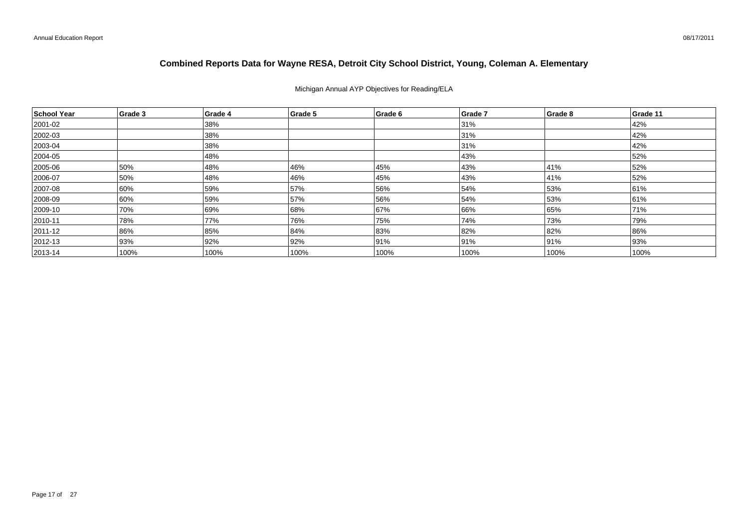# Combined Reports Data for Wayne RESA, Detroit City School District, Young, Coleman A. Elementary

Michigan Annual AYP Objectives for Reading/ELA

| School Year | Grade 3 | Grade 4 | Grade 5 | Grade 6 | Grade 7 | Grade 8 | Grade 11 |
|---|---|---|---|---|---|---|---|
| 2001-02 | | 38% | | | 31% | | 42% |
| 2002-03 | | 38% | | | 31% | | 42% |
| 2003-04 | | 38% | | | 31% | | 42% |
| 2004-05 | | 48% | | | 43% | | 52% |
| 2005-06 | 50% | 48% | 46% | 45% | 43% | 41% | 52% |
| 2006-07 | 50% | 48% | 46% | 45% | 43% | 41% | 52% |
| 2007-08 | 60% | 59% | 57% | 56% | 54% | 53% | 61% |
| 2008-09 | 60% | 59% | 57% | 56% | 54% | 53% | 61% |
| 2009-10 | 70% | 69% | 68% | 67% | 66% | 65% | 71% |
| 2010-11 | 78% | 77% | 76% | 75% | 74% | 73% | 79% |
| 2011-12 | 86% | 85% | 84% | 83% | 82% | 82% | 86% |
| 2012-13 | 93% | 92% | 92% | 91% | 91% | 91% | 93% |
| 2013-14 | 100% | 100% | 100% | 100% | 100% | 100% | 100% |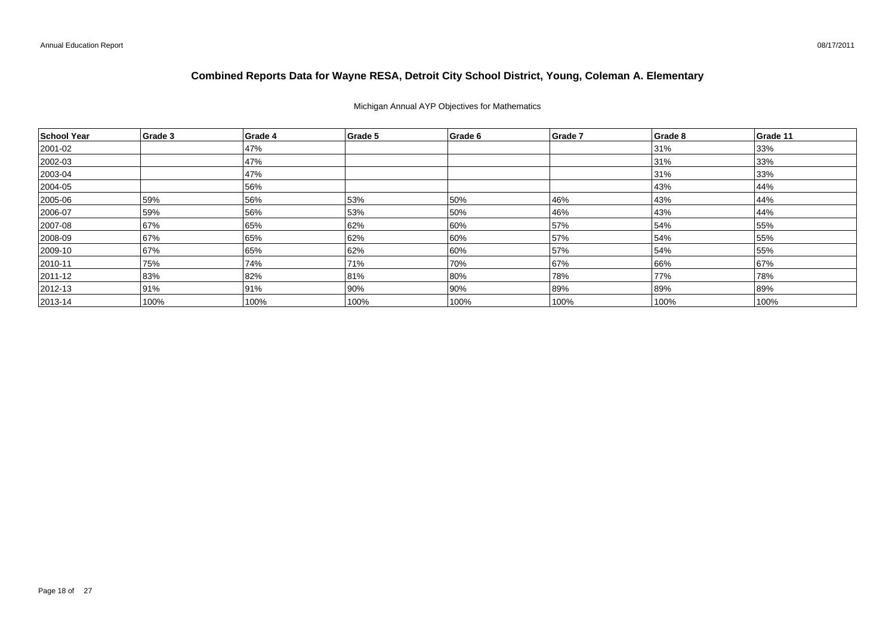# Combined Reports Data for Wayne RESA, Detroit City School District, Young, Coleman A. Elementary

Michigan Annual AYP Objectives for Mathematics

| School Year | Grade 3 | Grade 4 | Grade 5 | Grade 6 | Grade 7 | Grade 8 | Grade 11 |
|---|---|---|---|---|---|---|---|
| 2001-02 | | 47% | | | | 31% | 33% |
| 2002-03 | | 47% | | | | 31% | 33% |
| 2003-04 | | 47% | | | | 31% | 33% |
| 2004-05 | | 56% | | | | 43% | 44% |
| 2005-06 | 59% | 56% | 53% | 50% | 46% | 43% | 44% |
| 2006-07 | 59% | 56% | 53% | 50% | 46% | 43% | 44% |
| 2007-08 | 67% | 65% | 62% | 60% | 57% | 54% | 55% |
| 2008-09 | 67% | 65% | 62% | 60% | 57% | 54% | 55% |
| 2009-10 | 67% | 65% | 62% | 60% | 57% | 54% | 55% |
| 2010-11 | 75% | 74% | 71% | 70% | 67% | 66% | 67% |
| 2011-12 | 83% | 82% | 81% | 80% | 78% | 77% | 78% |
| 2012-13 | 91% | 91% | 90% | 90% | 89% | 89% | 89% |
| 2013-14 | 100% | 100% | 100% | 100% | 100% | 100% | 100% |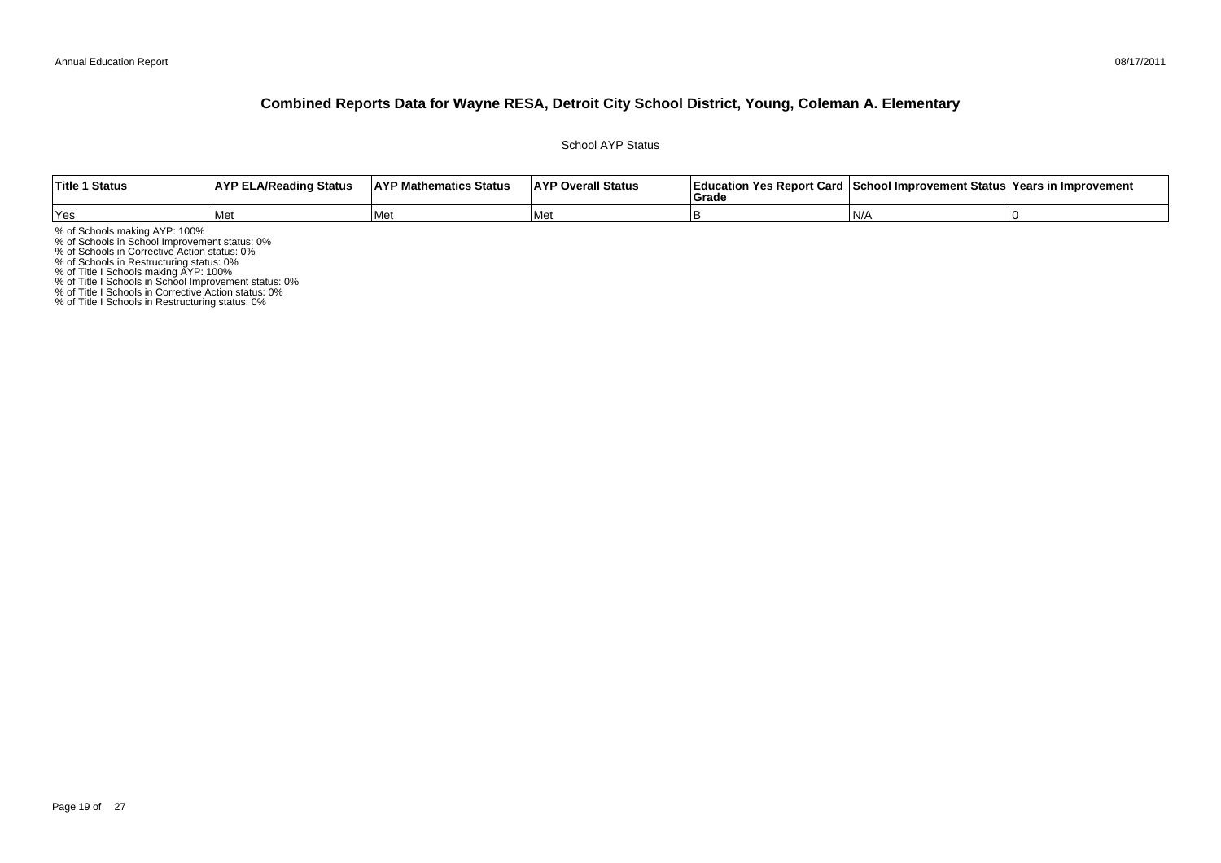# Combined Reports Data for Wayne RESA, Detroit City School District, Young, Coleman A. Elementary

School AYP Status

| Title 1 Status | AYP ELA/Reading Status | AYP Mathematics Status | AYP Overall Status | Education Yes Report Card Grade | School Improvement Status | Years in Improvement |
|---|---|---|---|---|---|---|
| Yes | Met | Met | Met | B | N/A | 0 |

% of Schools making AYP: 100%
% of Schools in School Improvement status: 0%
% of Schools in Corrective Action status: 0%
% of Schools in Restructuring status: 0%
% of Title I Schools making AYP: 100%
% of Title I Schools in School Improvement status: 0%
% of Title I Schools in Corrective Action status: 0%
% of Title I Schools in Restructuring status: 0%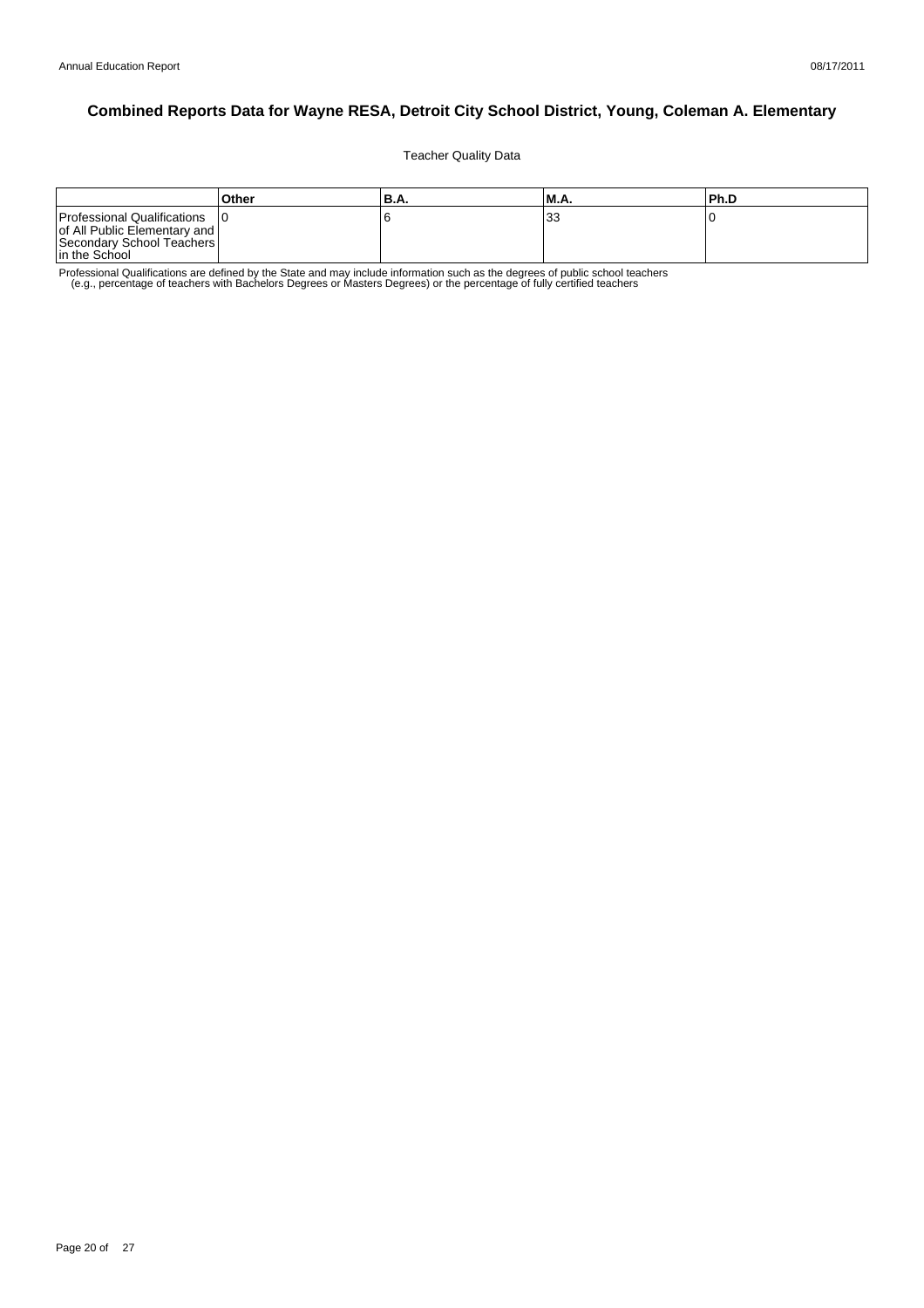# Combined Reports Data for Wayne RESA, Detroit City School District, Young, Coleman A. Elementary

Teacher Quality Data

| | Other | B.A. | M.A. | Ph.D |
|---|---|---|---|---|
| Professional Qualifications of All Public Elementary and Secondary School Teachers in the School | 0 | 6 | 33 | 0 |

Professional Qualifications are defined by the State and may include information such as the degrees of public school teachers (e.g., percentage of teachers with Bachelors Degrees or Masters Degrees) or the percentage of fully certified teachers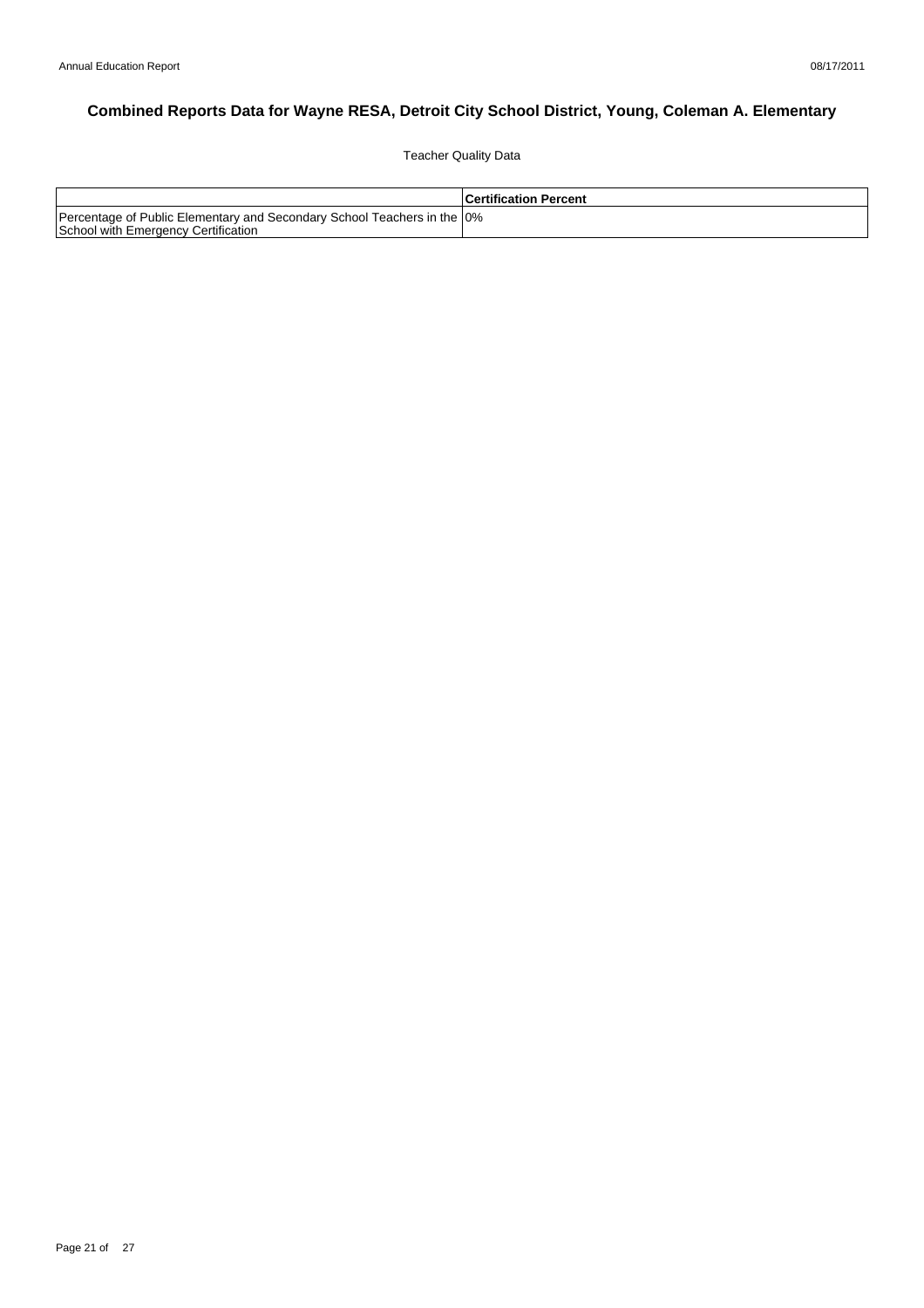# Combined Reports Data for Wayne RESA, Detroit City School District, Young, Coleman A. Elementary

Teacher Quality Data

| | Certification Percent |
|---|---|
| Percentage of Public Elementary and Secondary School Teachers in the School with Emergency Certification | 0% |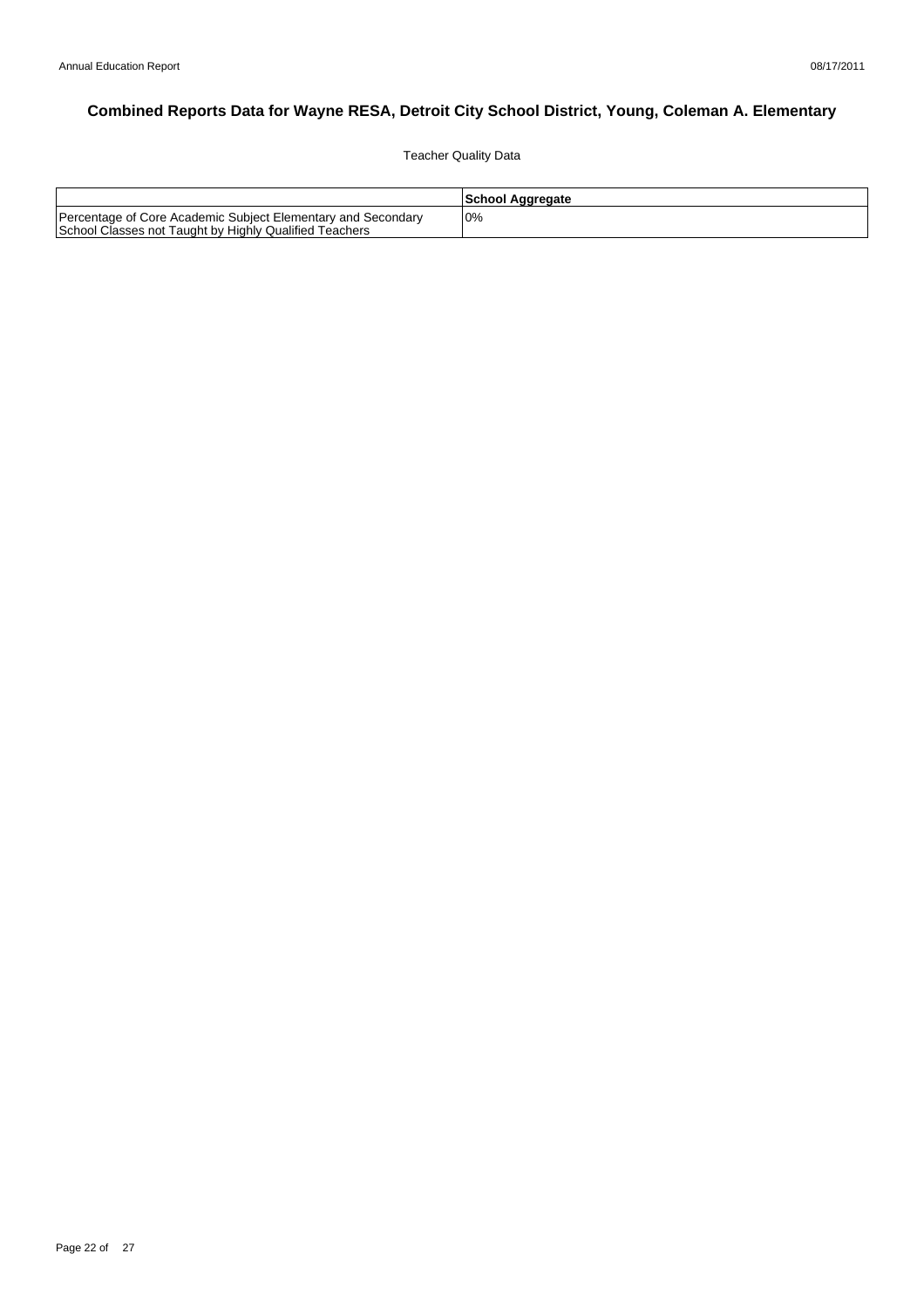# Combined Reports Data for Wayne RESA, Detroit City School District, Young, Coleman A. Elementary

Teacher Quality Data

| | School Aggregate |
|---|---|
| Percentage of Core Academic Subject Elementary and Secondary School Classes not Taught by Highly Qualified Teachers | 0% |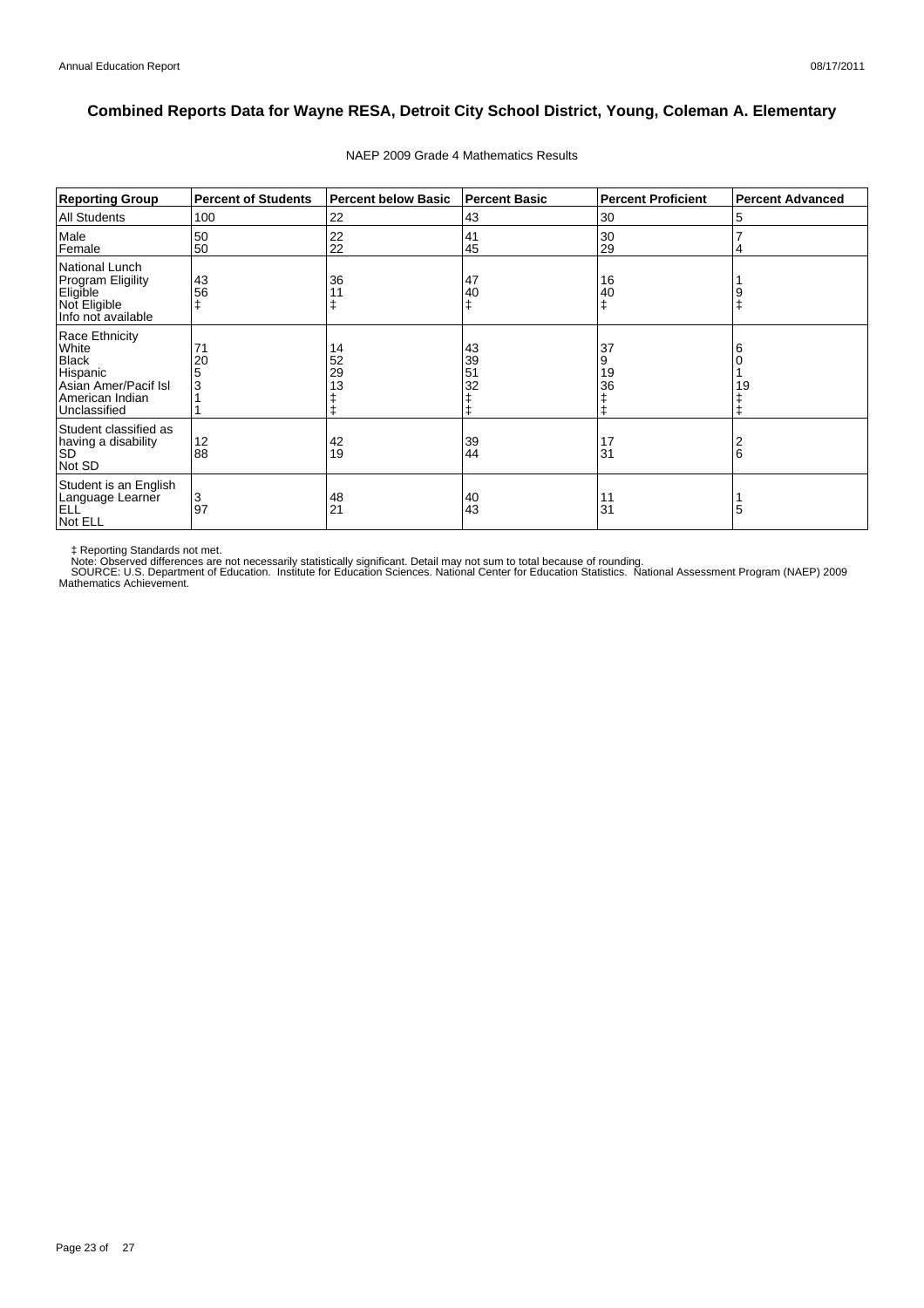# Combined Reports Data for Wayne RESA, Detroit City School District, Young, Coleman A. Elementary

NAEP 2009 Grade 4 Mathematics Results

| Reporting Group | Percent of Students | Percent below Basic | Percent Basic | Percent Proficient | Percent Advanced |
|---|---|---|---|---|---|
| All Students | 100 | 22 | 43 | 30 | 5 |
| Male | 50 | 22 | 41 | 30 | 7 |
| Female | 50 | 22 | 45 | 29 | 4 |
| National Lunch Program Eligility | | | | | |
| Eligible | 43 | 36 | 47 | 16 | 1 |
| Not Eligible | 56 | 11 | 40 | 40 | 9 |
| Info not available | ‡ | ‡ | ‡ | ‡ | ‡ |
| Race Ethnicity | | | | | |
| White | 71 | 14 | 43 | 37 | 6 |
| Black | 20 | 52 | 39 | 9 | 0 |
| Hispanic | 5 | 29 | 51 | 19 | 1 |
| Asian Amer/Pacif Isl | 3 | 13 | 32 | 36 | 19 |
| American Indian | 1 | ‡ | ‡ | ‡ | ‡ |
| Unclassified | 1 | ‡ | ‡ | ‡ | ‡ |
| Student classified as having a disability | | | | | |
| SD | 12 | 42 | 39 | 17 | 2 |
| Not SD | 88 | 19 | 44 | 31 | 6 |
| Student is an English Language Learner | | | | | |
| ELL | 3 | 48 | 40 | 11 | 1 |
| Not ELL | 97 | 21 | 43 | 31 | 5 |

‡ Reporting Standards not met.
Note: Observed differences are not necessarily statistically significant. Detail may not sum to total because of rounding.
SOURCE: U.S. Department of Education. Institute for Education Sciences. National Center for Education Statistics. National Assessment Program (NAEP) 2009 Mathematics Achievement.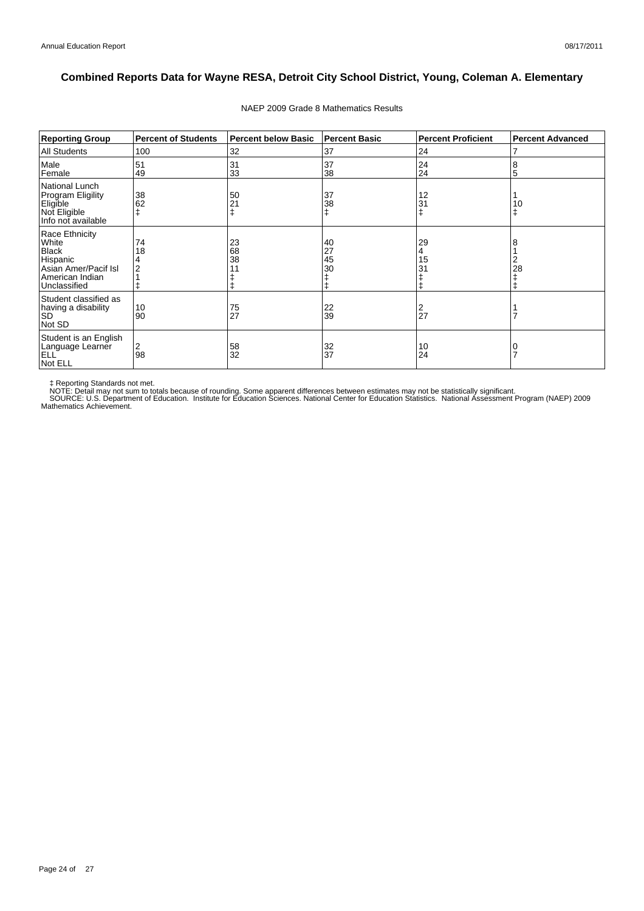# Combined Reports Data for Wayne RESA, Detroit City School District, Young, Coleman A. Elementary

NAEP 2009 Grade 8 Mathematics Results

| Reporting Group | Percent of Students | Percent below Basic | Percent Basic | Percent Proficient | Percent Advanced |
|---|---|---|---|---|---|
| All Students | 100 | 32 | 37 | 24 | 7 |
| Male | 51 | 31 | 37 | 24 | 8 |
| Female | 49 | 33 | 38 | 24 | 5 |
| National Lunch Program Eligility | | | | | |
| Eligible | 38 | 50 | 37 | 12 | 1 |
| Not Eligible | 62 | 21 | 38 | 31 | 10 |
| Info not available | ‡ | ‡ | ‡ | ‡ | ‡ |
| Race Ethnicity | | | | | |
| White | 74 | 23 | 40 | 29 | 8 |
| Black | 18 | 68 | 27 | 4 | 1 |
| Hispanic | 4 | 38 | 45 | 15 | 2 |
| Asian Amer/Pacif Isl | 2 | 11 | 30 | 31 | 28 |
| American Indian | 1 | ‡ | ‡ | ‡ | ‡ |
| Unclassified | ‡ | ‡ | ‡ | ‡ | ‡ |
| Student classified as having a disability | | | | | |
| SD | 10 | 75 | 22 | 2 | 1 |
| Not SD | 90 | 27 | 39 | 27 | 7 |
| Student is an English Language Learner | | | | | |
| ELL | 2 | 58 | 32 | 10 | 0 |
| Not ELL | 98 | 32 | 37 | 24 | 7 |

‡ Reporting Standards not met.
NOTE: Detail may not sum to totals because of rounding. Some apparent differences between estimates may not be statistically significant.
SOURCE: U.S. Department of Education. Institute for Education Sciences. National Center for Education Statistics. National Assessment Program (NAEP) 2009 Mathematics Achievement.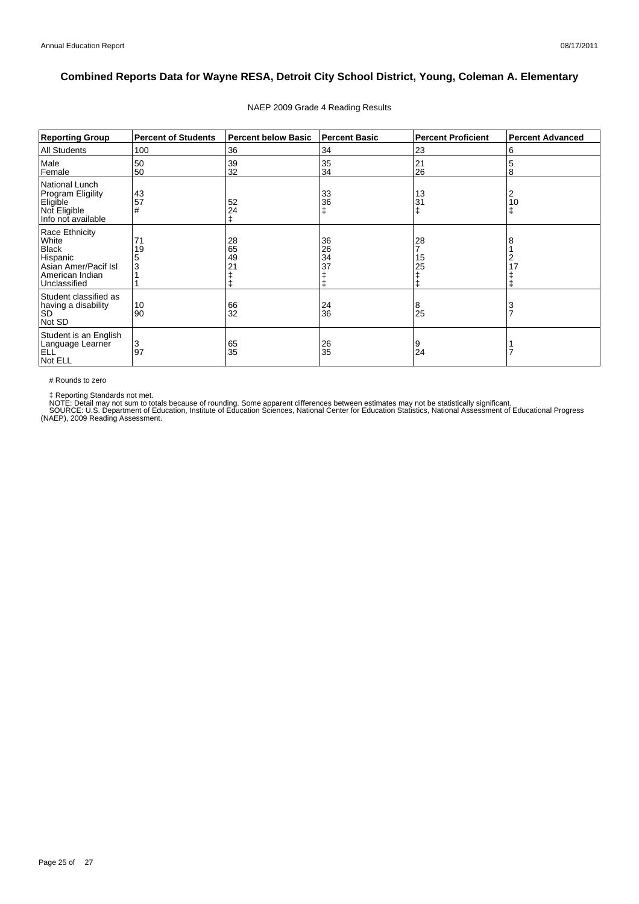# Combined Reports Data for Wayne RESA, Detroit City School District, Young, Coleman A. Elementary

NAEP 2009 Grade 4 Reading Results

| Reporting Group | Percent of Students | Percent below Basic | Percent Basic | Percent Proficient | Percent Advanced |
|---|---|---|---|---|---|
| All Students | 100 | 36 | 34 | 23 | 6 |
| Male | 50 | 39 | 35 | 21 | 5 |
| Female | 50 | 32 | 34 | 26 | 8 |
| National Lunch Program Eligility | | | | | |
| Eligible | 43 | 52 | 33 | 13 | 2 |
| Not Eligible | 57 | 24 | 36 | 31 | 10 |
| Info not available | # | ‡ | ‡ | ‡ | ‡ |
| Race Ethnicity | | | | | |
| White | 71 | 28 | 36 | 28 | 8 |
| Black | 19 | 65 | 26 | 7 | 1 |
| Hispanic | 5 | 49 | 34 | 15 | 2 |
| Asian Amer/Pacif Isl | 3 | 21 | 37 | 25 | 17 |
| American Indian | 1 | ‡ | ‡ | ‡ | ‡ |
| Unclassified | 1 | ‡ | ‡ | ‡ | ‡ |
| Student classified as having a disability | | | | | |
| SD | 10 | 66 | 24 | 8 | 3 |
| Not SD | 90 | 32 | 36 | 25 | 7 |
| Student is an English Language Learner | | | | | |
| ELL | 3 | 65 | 26 | 9 | 1 |
| Not ELL | 97 | 35 | 35 | 24 | 7 |

# Rounds to zero

‡ Reporting Standards not met.

NOTE: Detail may not sum to totals because of rounding. Some apparent differences between estimates may not be statistically significant.

SOURCE: U.S. Department of Education, Institute of Education Sciences, National Center for Education Statistics, National Assessment of Educational Progress (NAEP), 2009 Reading Assessment.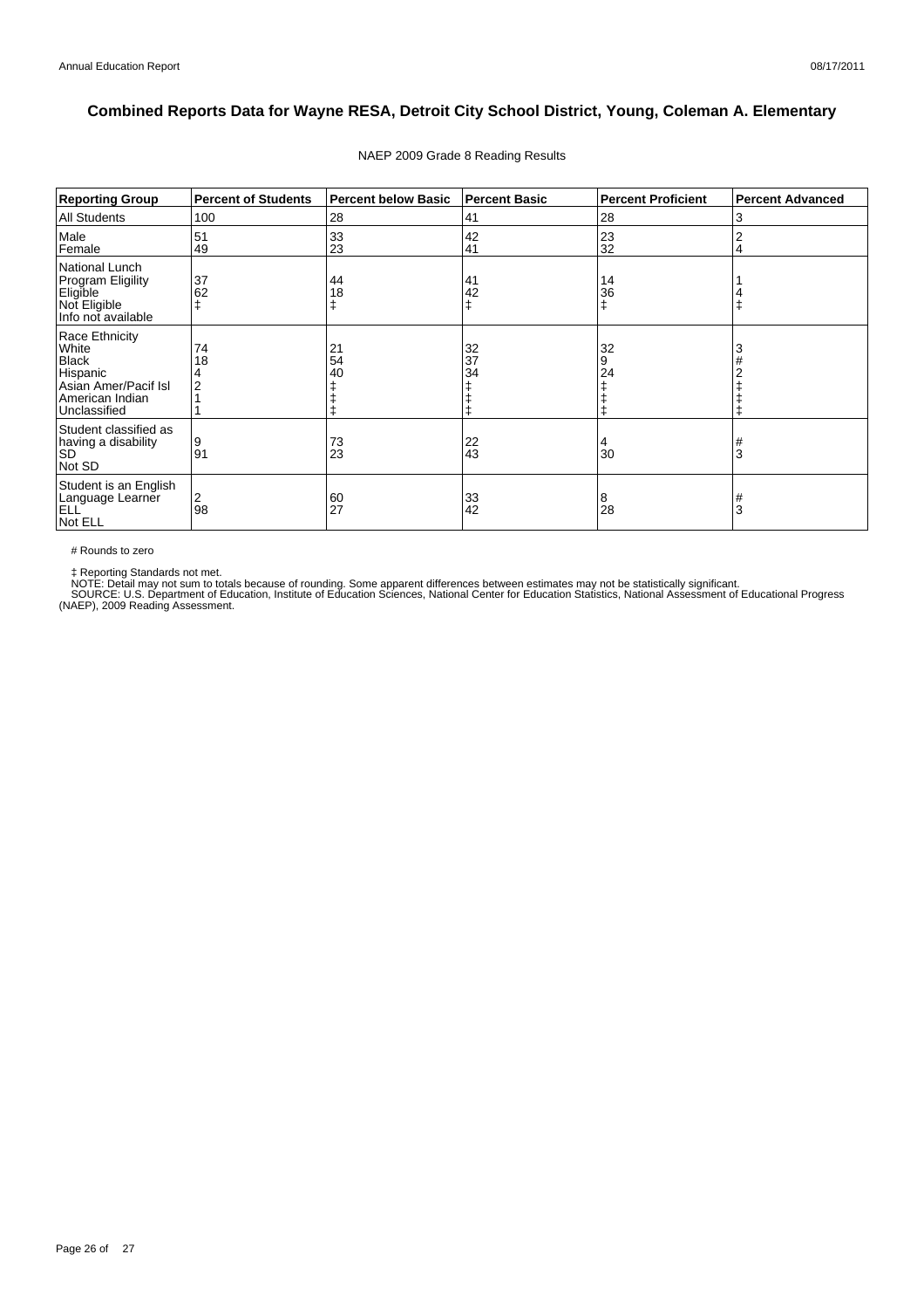# Combined Reports Data for Wayne RESA, Detroit City School District, Young, Coleman A. Elementary

NAEP 2009 Grade 8 Reading Results

| Reporting Group | Percent of Students | Percent below Basic | Percent Basic | Percent Proficient | Percent Advanced |
|---|---|---|---|---|---|
| All Students | 100 | 28 | 41 | 28 | 3 |
| Male | 51 | 33 | 42 | 23 | 2 |
| Female | 49 | 23 | 41 | 32 | 4 |
| National Lunch Program Eligility | | | | | |
| Eligible | 37 | 44 | 41 | 14 | 1 |
| Not Eligible | 62 | 18 | 42 | 36 | 4 |
| Info not available | ‡ | ‡ | ‡ | ‡ | ‡ |
| Race Ethnicity | | | | | |
| White | 74 | 21 | 32 | 32 | 3 |
| Black | 18 | 54 | 37 | 9 | # |
| Hispanic | 4 | 40 | 34 | 24 | 2 |
| Asian Amer/Pacif Isl | 2 | ‡ | ‡ | ‡ | ‡ |
| American Indian | 1 | ‡ | ‡ | ‡ | ‡ |
| Unclassified | 1 | ‡ | ‡ | ‡ | ‡ |
| Student classified as having a disability | | | | | |
| SD | 9 | 73 | 22 | 4 | # |
| Not SD | 91 | 23 | 43 | 30 | 3 |
| Student is an English Language Learner | | | | | |
| ELL | 2 | 60 | 33 | 8 | # |
| Not ELL | 98 | 27 | 42 | 28 | 3 |

# Rounds to zero

‡ Reporting Standards not met.
NOTE: Detail may not sum to totals because of rounding. Some apparent differences between estimates may not be statistically significant.
SOURCE: U.S. Department of Education, Institute of Education Sciences, National Center for Education Statistics, National Assessment of Educational Progress (NAEP), 2009 Reading Assessment.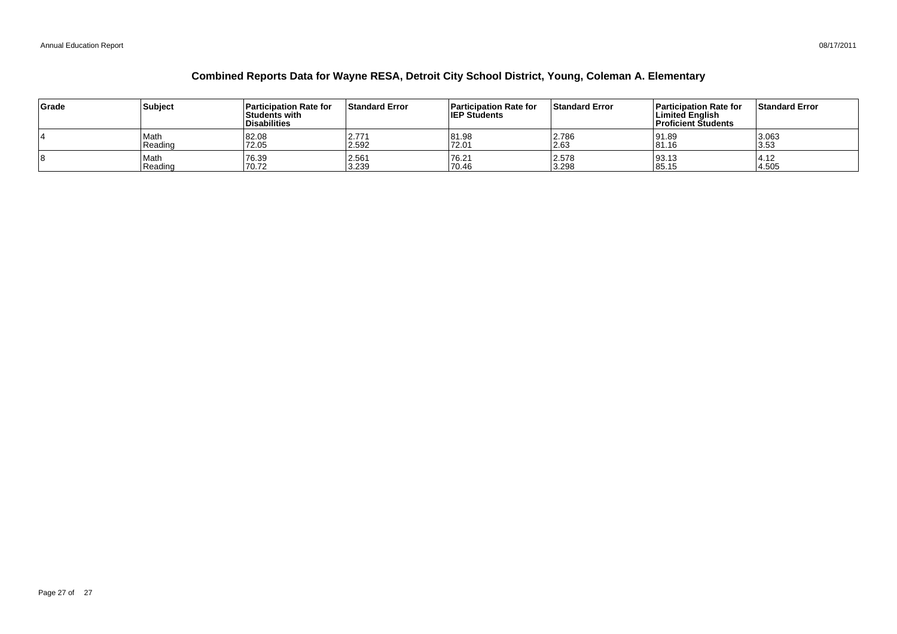# Combined Reports Data for Wayne RESA, Detroit City School District, Young, Coleman A. Elementary

| Grade | Subject | Participation Rate for Students with Disabilities | Standard Error | Participation Rate for IEP Students | Standard Error | Participation Rate for Limited English Proficient Students | Standard Error |
|---|---|---|---|---|---|---|---|
| 4 | Math | 82.08 | 2.771 | 81.98 | 2.786 | 91.89 | 3.063 |
| | Reading | 72.05 | 2.592 | 72.01 | 2.63 | 81.16 | 3.53 |
| 8 | Math | 76.39 | 2.561 | 76.21 | 2.578 | 93.13 | 4.12 |
| | Reading | 70.72 | 3.239 | 70.46 | 3.298 | 85.15 | 4.505 |